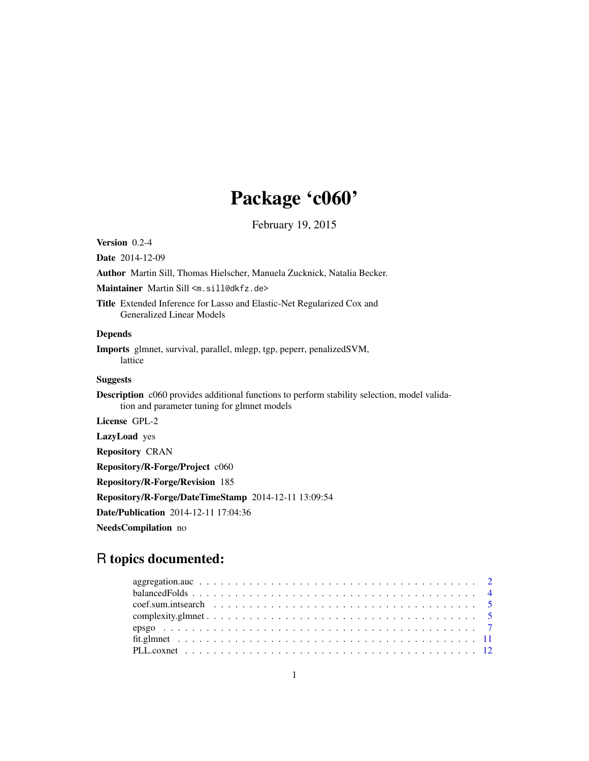# Package 'c060'

February 19, 2015

**Version** 0.2-4

**Date** 2014-12-09

**Author** Martin Sill, Thomas Hielscher, Manuela Zucknick, Natalia Becker.

**Maintainer** Martin Sill <m.sill@dkfz.de>

**Title** Extended Inference for Lasso and Elastic-Net Regularized Cox and Generalized Linear Models

**Depends**

**Imports** glmnet, survival, parallel, mlegp, tgp, peperr, penalizedSVM, lattice

**Suggests**

**Description** c060 provides additional functions to perform stability selection, model validation and parameter tuning for glmnet models

**License** GPL-2

**LazyLoad** yes

**Repository** CRAN

**Repository/R-Forge/Project** c060

**Repository/R-Forge/Revision** 185

**Repository/R-Forge/DateTimeStamp** 2014-12-11 13:09:54

**Date/Publication** 2014-12-11 17:04:36

**NeedsCompilation** no

## R topics documented:

- aggregation.auc . . . . . . . . . . . . . . . . . . . . . . . . . . . . . . . . . . . . . . . . . 2
- balancedFolds . . . . . . . . . . . . . . . . . . . . . . . . . . . . . . . . . . . . . . . . . 4
- coef.sum.intsearch . . . . . . . . . . . . . . . . . . . . . . . . . . . . . . . . . . . . . . . 5
- complexity.glmnet . . . . . . . . . . . . . . . . . . . . . . . . . . . . . . . . . . . . . . . 5
- epsgo . . . . . . . . . . . . . . . . . . . . . . . . . . . . . . . . . . . . . . . . . . . . . 7
- fit.glmnet . . . . . . . . . . . . . . . . . . . . . . . . . . . . . . . . . . . . . . . . . . . 11
- PLL.coxnet . . . . . . . . . . . . . . . . . . . . . . . . . . . . . . . . . . . . . . . . . . 12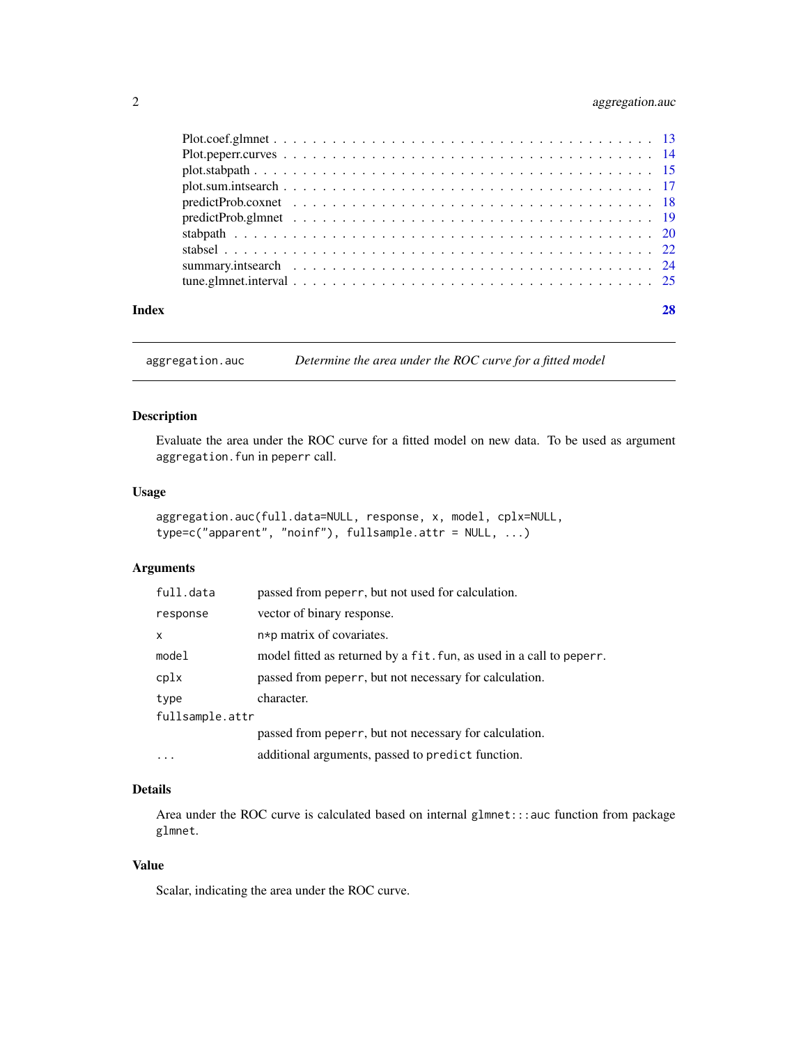Plot.coef.glmnet . . . . . . . . . . . . . . . . . . . . . . . . . . . . . . . . . . . . . . 13
Plot.peperr.curves . . . . . . . . . . . . . . . . . . . . . . . . . . . . . . . . . . . . . 14
plot.stabpath . . . . . . . . . . . . . . . . . . . . . . . . . . . . . . . . . . . . . . . 15
plot.sum.intsearch . . . . . . . . . . . . . . . . . . . . . . . . . . . . . . . . . . . . 17
predictProb.coxnet . . . . . . . . . . . . . . . . . . . . . . . . . . . . . . . . . . . . . 18
predictProb.glmnet . . . . . . . . . . . . . . . . . . . . . . . . . . . . . . . . . . . . . 19
stabpath . . . . . . . . . . . . . . . . . . . . . . . . . . . . . . . . . . . . . . . . . . 20
stabsel . . . . . . . . . . . . . . . . . . . . . . . . . . . . . . . . . . . . . . . . . . . 22
summary.intsearch . . . . . . . . . . . . . . . . . . . . . . . . . . . . . . . . . . . . . 24
tune.glmnet.interval . . . . . . . . . . . . . . . . . . . . . . . . . . . . . . . . . . . . 25

**Index** **28**

---

`aggregation.auc` *Determine the area under the ROC curve for a fitted model*

---

### Description

Evaluate the area under the ROC curve for a fitted model on new data. To be used as argument `aggregation.fun` in `peperr` call.

### Usage

```
aggregation.auc(full.data=NULL, response, x, model, cplx=NULL,
type=c("apparent", "noinf"), fullsample.attr = NULL, ...)
```

### Arguments

| | |
|---|---|
| `full.data` | passed from `peperr`, but not used for calculation. |
| `response` | vector of binary response. |
| `x` | n*p matrix of covariates. |
| `model` | model fitted as returned by a `fit.fun`, as used in a call to `peperr`. |
| `cplx` | passed from `peperr`, but not necessary for calculation. |
| `type` | character. |
| `fullsample.attr` | passed from `peperr`, but not necessary for calculation. |
| `...` | additional arguments, passed to `predict` function. |

### Details

Area under the ROC curve is calculated based on internal `glmnet:::auc` function from package `glmnet`.

### Value

Scalar, indicating the area under the ROC curve.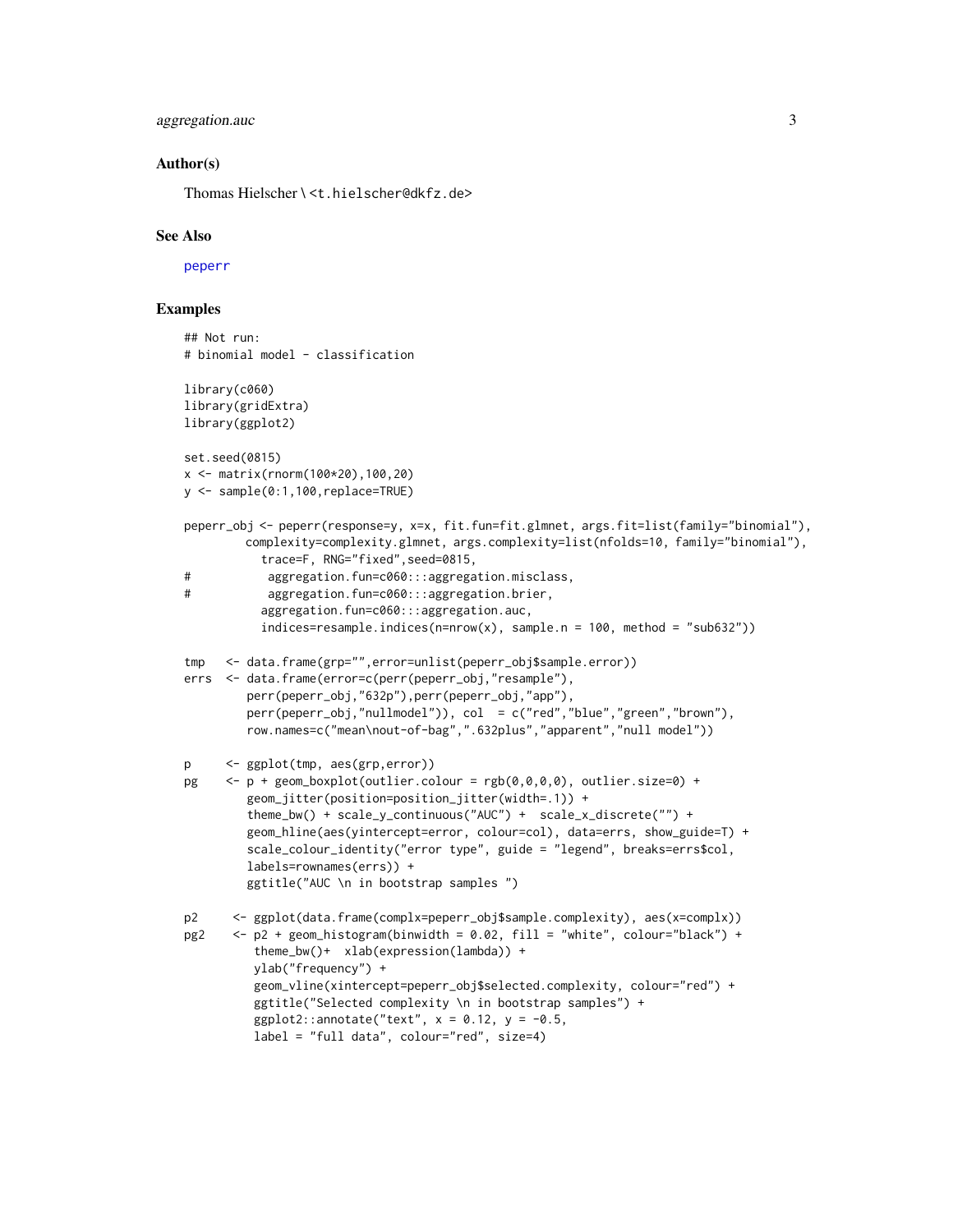## Author(s)

Thomas Hielscher \<t.hielscher@dkfz.de>

## See Also

peperr

## Examples

```
## Not run:
# binomial model - classification

library(c060)
library(gridExtra)
library(ggplot2)

set.seed(0815)
x <- matrix(rnorm(100*20),100,20)
y <- sample(0:1,100,replace=TRUE)

peperr_obj <- peperr(response=y, x=x, fit.fun=fit.glmnet, args.fit=list(family="binomial"),
          complexity=complexity.glmnet, args.complexity=list(nfolds=10, family="binomial"),
            trace=F, RNG="fixed",seed=0815,
#            aggregation.fun=c060:::aggregation.misclass,
#            aggregation.fun=c060:::aggregation.brier,
            aggregation.fun=c060:::aggregation.auc,
            indices=resample.indices(n=nrow(x), sample.n = 100, method = "sub632"))

tmp   <- data.frame(grp="",error=unlist(peperr_obj$sample.error))
errs  <- data.frame(error=c(perr(peperr_obj,"resample"),
         perr(peperr_obj,"632p"),perr(peperr_obj,"app"),
         perr(peperr_obj,"nullmodel")), col  = c("red","blue","green","brown"),
         row.names=c("mean\nout-of-bag",".632plus","apparent","null model"))

p     <- ggplot(tmp, aes(grp,error))
pg    <- p + geom_boxplot(outlier.colour = rgb(0,0,0,0), outlier.size=0) +
         geom_jitter(position=position_jitter(width=.1)) +
         theme_bw() + scale_y_continuous("AUC") +  scale_x_discrete("") +
         geom_hline(aes(yintercept=error, colour=col), data=errs, show_guide=T) +
         scale_colour_identity("error type", guide = "legend", breaks=errs$col,
         labels=rownames(errs)) +
         ggtitle("AUC \n in bootstrap samples ")

p2     <- ggplot(data.frame(complx=peperr_obj$sample.complexity), aes(x=complx))
pg2    <- p2 + geom_histogram(binwidth = 0.02, fill = "white", colour="black") +
          theme_bw()+  xlab(expression(lambda)) +
          ylab("frequency") +
          geom_vline(xintercept=peperr_obj$selected.complexity, colour="red") +
          ggtitle("Selected complexity \n in bootstrap samples") +
          ggplot2::annotate("text", x = 0.12, y = -0.5,
          label = "full data", colour="red", size=4)
```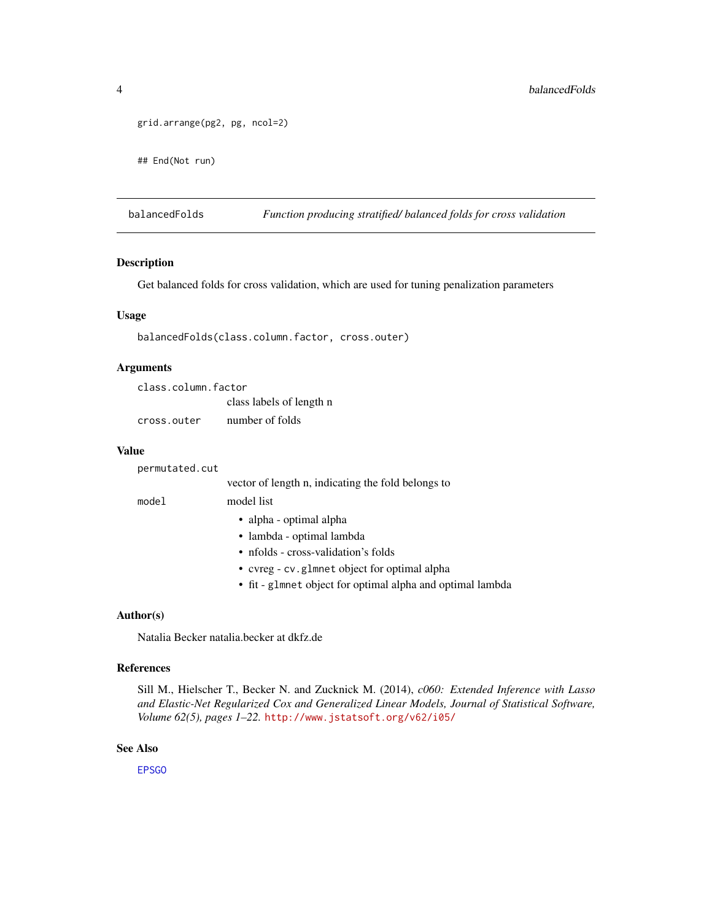```
grid.arrange(pg2, pg, ncol=2)

## End(Not run)
```

## balancedFolds *Function producing stratified/ balanced folds for cross validation*

### Description

Get balanced folds for cross validation, which are used for tuning penalization parameters

### Usage

```
balancedFolds(class.column.factor, cross.outer)
```

### Arguments

| | |
|---|---|
| `class.column.factor` | class labels of length n |
| `cross.outer` | number of folds |

### Value

`permutated.cut`
: vector of length n, indicating the fold belongs to

`model`
: model list
  - alpha - optimal alpha
  - lambda - optimal lambda
  - nfolds - cross-validation's folds
  - cvreg - `cv.glmnet` object for optimal alpha
  - fit - `glmnet` object for optimal alpha and optimal lambda

### Author(s)

Natalia Becker natalia.becker at dkfz.de

### References

Sill M., Hielscher T., Becker N. and Zucknick M. (2014), *c060: Extended Inference with Lasso and Elastic-Net Regularized Cox and Generalized Linear Models, Journal of Statistical Software, Volume 62(5), pages 1–22.* http://www.jstatsoft.org/v62/i05/

### See Also

EPSGO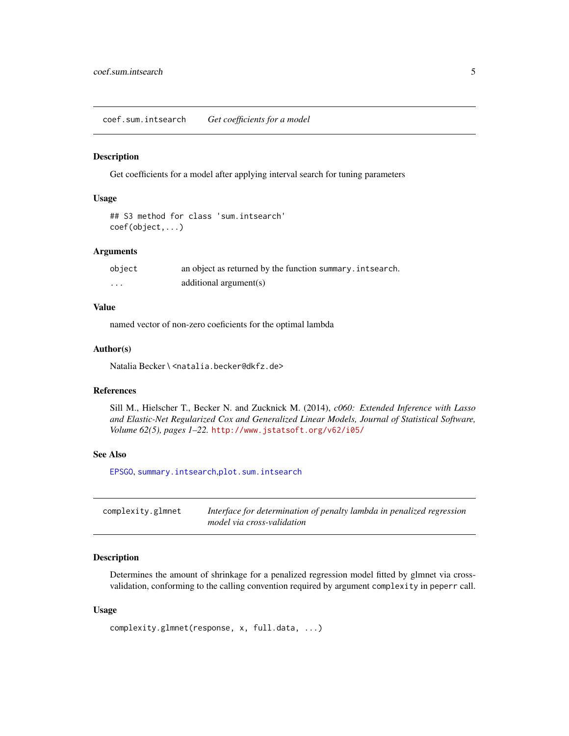## coef.sum.intsearch — *Get coefficients for a model*

### Description

Get coefficients for a model after applying interval search for tuning parameters

### Usage

```
## S3 method for class 'sum.intsearch'
coef(object,...)
```

### Arguments

| | |
|---|---|
| `object` | an object as returned by the function `summary.intsearch`. |
| `...` | additional argument(s) |

### Value

named vector of non-zero coeficients for the optimal lambda

### Author(s)

Natalia Becker \ <natalia.becker@dkfz.de>

### References

Sill M., Hielscher T., Becker N. and Zucknick M. (2014), *c060: Extended Inference with Lasso and Elastic-Net Regularized Cox and Generalized Linear Models, Journal of Statistical Software, Volume 62(5), pages 1–22.* http://www.jstatsoft.org/v62/i05/

### See Also

EPSGO, summary.intsearch, plot.sum.intsearch

## complexity.glmnet — *Interface for determination of penalty lambda in penalized regression model via cross-validation*

### Description

Determines the amount of shrinkage for a penalized regression model fitted by glmnet via cross-validation, conforming to the calling convention required by argument `complexity` in `peperr` call.

### Usage

```
complexity.glmnet(response, x, full.data, ...)
```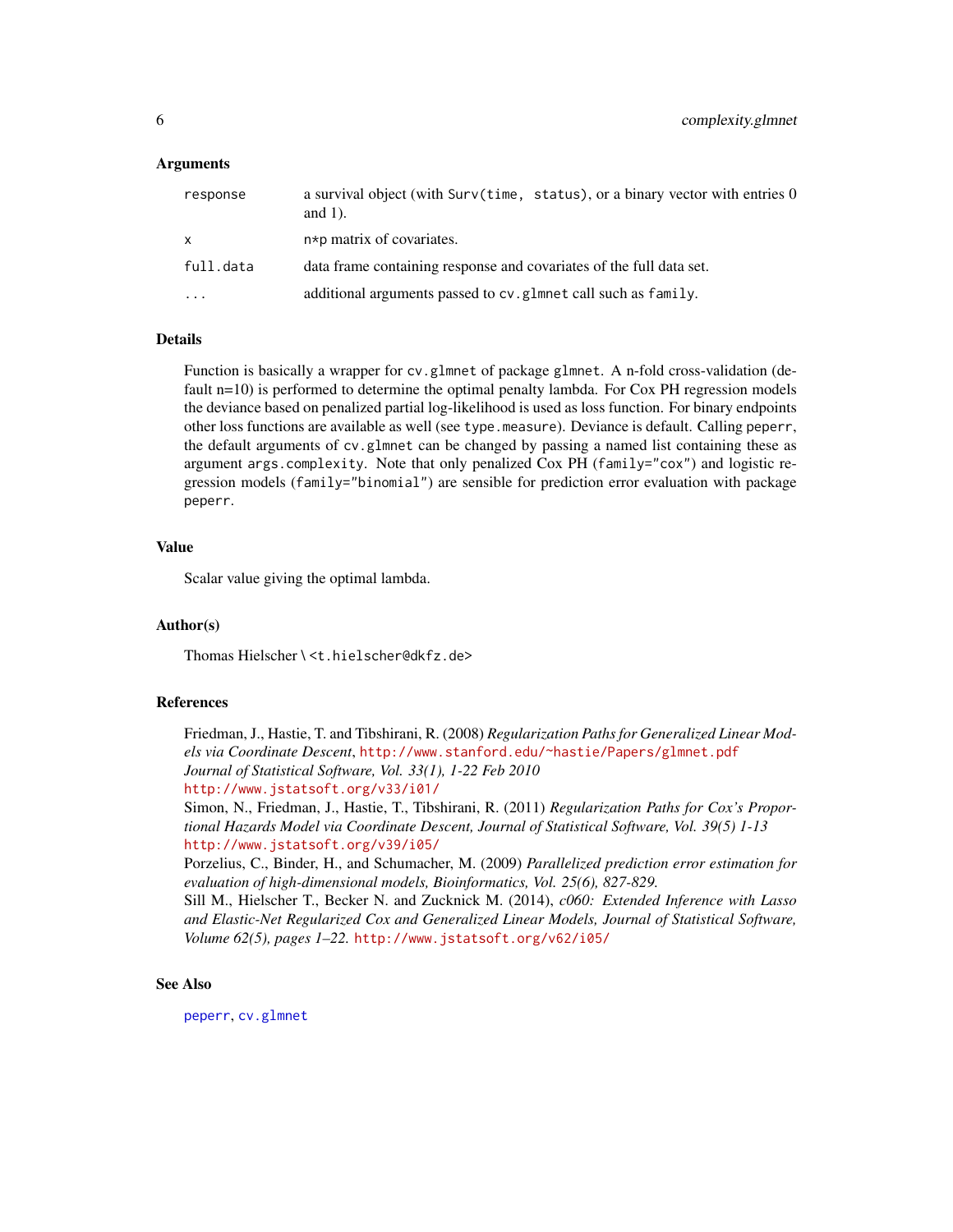### Arguments

| | |
|---|---|
| `response` | a survival object (with `Surv(time, status)`, or a binary vector with entries 0 and 1). |
| `x` | `n*p` matrix of covariates. |
| `full.data` | data frame containing response and covariates of the full data set. |
| `...` | additional arguments passed to `cv.glmnet` call such as `family`. |

### Details

Function is basically a wrapper for `cv.glmnet` of package `glmnet`. A n-fold cross-validation (default n=10) is performed to determine the optimal penalty lambda. For Cox PH regression models the deviance based on penalized partial log-likelihood is used as loss function. For binary endpoints other loss functions are available as well (see `type.measure`). Deviance is default. Calling `peperr`, the default arguments of `cv.glmnet` can be changed by passing a named list containing these as argument `args.complexity`. Note that only penalized Cox PH (`family="cox"`) and logistic regression models (`family="binomial"`) are sensible for prediction error evaluation with package `peperr`.

### Value

Scalar value giving the optimal lambda.

### Author(s)

Thomas Hielscher \ <t.hielscher@dkfz.de>

### References

Friedman, J., Hastie, T. and Tibshirani, R. (2008) *Regularization Paths for Generalized Linear Models via Coordinate Descent*, http://www.stanford.edu/~hastie/Papers/glmnet.pdf
*Journal of Statistical Software, Vol. 33(1), 1-22 Feb 2010*
http://www.jstatsoft.org/v33/i01/
Simon, N., Friedman, J., Hastie, T., Tibshirani, R. (2011) *Regularization Paths for Cox's Proportional Hazards Model via Coordinate Descent, Journal of Statistical Software, Vol. 39(5) 1-13* http://www.jstatsoft.org/v39/i05/
Porzelius, C., Binder, H., and Schumacher, M. (2009) *Parallelized prediction error estimation for evaluation of high-dimensional models, Bioinformatics, Vol. 25(6), 827-829.*
Sill M., Hielscher T., Becker N. and Zucknick M. (2014), *c060: Extended Inference with Lasso and Elastic-Net Regularized Cox and Generalized Linear Models, Journal of Statistical Software, Volume 62(5), pages 1–22.* http://www.jstatsoft.org/v62/i05/

### See Also

`peperr`, `cv.glmnet`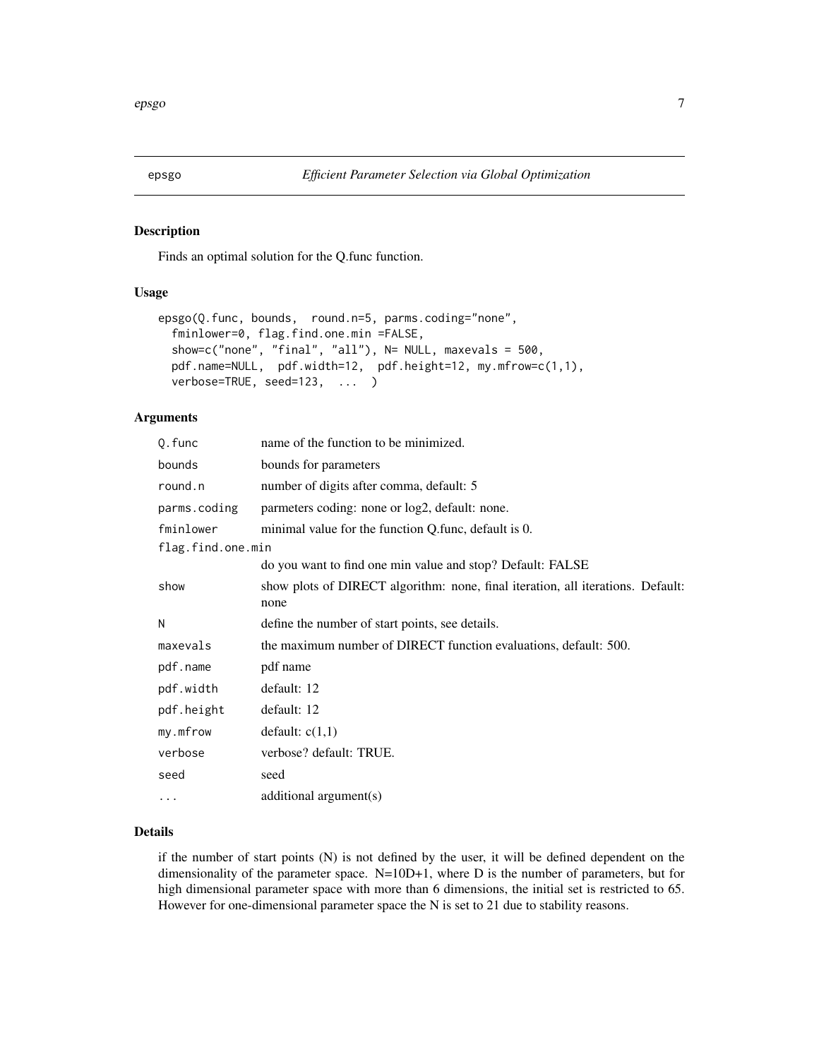epsgo *Efficient Parameter Selection via Global Optimization*

## Description

Finds an optimal solution for the Q.func function.

## Usage

```
epsgo(Q.func, bounds,  round.n=5, parms.coding="none",
  fminlower=0, flag.find.one.min =FALSE,
  show=c("none", "final", "all"), N= NULL, maxevals = 500,
  pdf.name=NULL,  pdf.width=12,  pdf.height=12, my.mfrow=c(1,1),
  verbose=TRUE, seed=123,  ...  )
```

## Arguments

| | |
|---|---|
| `Q.func` | name of the function to be minimized. |
| `bounds` | bounds for parameters |
| `round.n` | number of digits after comma, default: 5 |
| `parms.coding` | parmeters coding: none or log2, default: none. |
| `fminlower` | minimal value for the function Q.func, default is 0. |
| `flag.find.one.min` | do you want to find one min value and stop? Default: FALSE |
| `show` | show plots of DIRECT algorithm: none, final iteration, all iterations. Default: none |
| `N` | define the number of start points, see details. |
| `maxevals` | the maximum number of DIRECT function evaluations, default: 500. |
| `pdf.name` | pdf name |
| `pdf.width` | default: 12 |
| `pdf.height` | default: 12 |
| `my.mfrow` | default: c(1,1) |
| `verbose` | verbose? default: TRUE. |
| `seed` | seed |
| `...` | additional argument(s) |

## Details

if the number of start points (N) is not defined by the user, it will be defined dependent on the dimensionality of the parameter space. N=10D+1, where D is the number of parameters, but for high dimensional parameter space with more than 6 dimensions, the initial set is restricted to 65. However for one-dimensional parameter space the N is set to 21 due to stability reasons.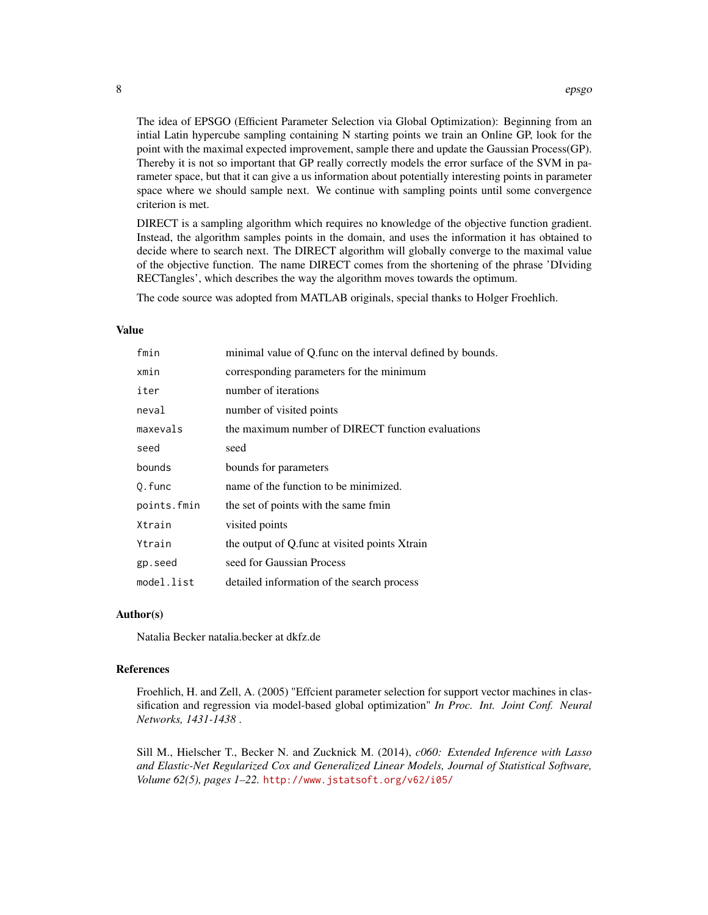The idea of EPSGO (Efficient Parameter Selection via Global Optimization): Beginning from an intial Latin hypercube sampling containing N starting points we train an Online GP, look for the point with the maximal expected improvement, sample there and update the Gaussian Process(GP). Thereby it is not so important that GP really correctly models the error surface of the SVM in parameter space, but that it can give a us information about potentially interesting points in parameter space where we should sample next. We continue with sampling points until some convergence criterion is met.

DIRECT is a sampling algorithm which requires no knowledge of the objective function gradient. Instead, the algorithm samples points in the domain, and uses the information it has obtained to decide where to search next. The DIRECT algorithm will globally converge to the maximal value of the objective function. The name DIRECT comes from the shortening of the phrase 'DIviding RECTangles', which describes the way the algorithm moves towards the optimum.

The code source was adopted from MATLAB originals, special thanks to Holger Froehlich.

### Value

| | |
|---|---|
| `fmin` | minimal value of Q.func on the interval defined by bounds. |
| `xmin` | corresponding parameters for the minimum |
| `iter` | number of iterations |
| `neval` | number of visited points |
| `maxevals` | the maximum number of DIRECT function evaluations |
| `seed` | seed |
| `bounds` | bounds for parameters |
| `Q.func` | name of the function to be minimized. |
| `points.fmin` | the set of points with the same fmin |
| `Xtrain` | visited points |
| `Ytrain` | the output of Q.func at visited points Xtrain |
| `gp.seed` | seed for Gaussian Process |
| `model.list` | detailed information of the search process |

### Author(s)

Natalia Becker natalia.becker at dkfz.de

### References

Froehlich, H. and Zell, A. (2005) "Effcient parameter selection for support vector machines in classification and regression via model-based global optimization" *In Proc. Int. Joint Conf. Neural Networks, 1431-1438* .

Sill M., Hielscher T., Becker N. and Zucknick M. (2014), *c060: Extended Inference with Lasso and Elastic-Net Regularized Cox and Generalized Linear Models, Journal of Statistical Software, Volume 62(5), pages 1–22.* http://www.jstatsoft.org/v62/i05/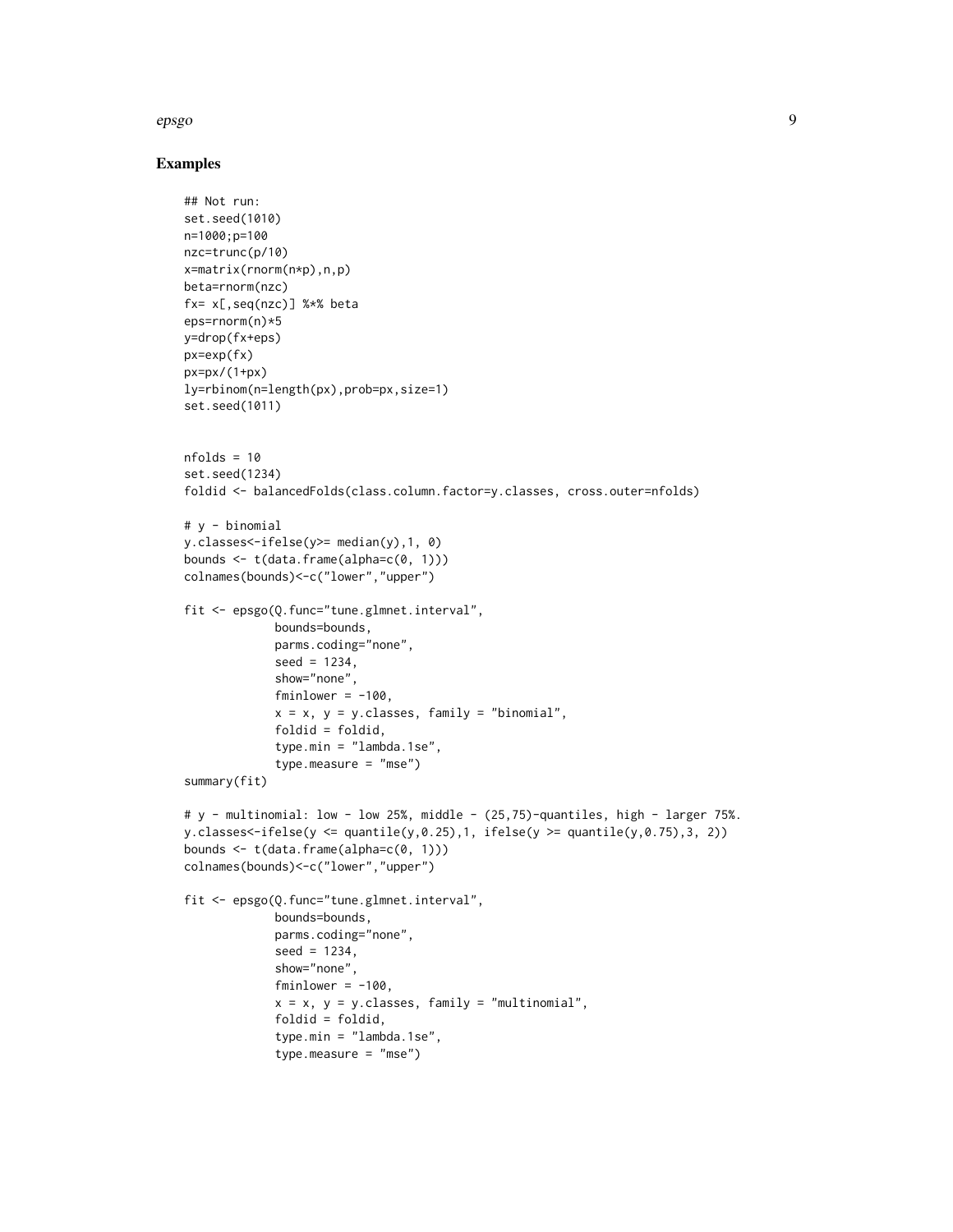## Examples

```
## Not run:
set.seed(1010)
n=1000;p=100
nzc=trunc(p/10)
x=matrix(rnorm(n*p),n,p)
beta=rnorm(nzc)
fx= x[,seq(nzc)] %*% beta
eps=rnorm(n)*5
y=drop(fx+eps)
px=exp(fx)
px=px/(1+px)
ly=rbinom(n=length(px),prob=px,size=1)
set.seed(1011)


nfolds = 10
set.seed(1234)
foldid <- balancedFolds(class.column.factor=y.classes, cross.outer=nfolds)

# y - binomial
y.classes<-ifelse(y>= median(y),1, 0)
bounds <- t(data.frame(alpha=c(0, 1)))
colnames(bounds)<-c("lower","upper")

fit <- epsgo(Q.func="tune.glmnet.interval",
             bounds=bounds,
             parms.coding="none",
             seed = 1234,
             show="none",
             fminlower = -100,
             x = x, y = y.classes, family = "binomial",
             foldid = foldid,
             type.min = "lambda.1se",
             type.measure = "mse")
summary(fit)

# y - multinomial: low - low 25%, middle - (25,75)-quantiles, high - larger 75%.
y.classes<-ifelse(y <= quantile(y,0.25),1, ifelse(y >= quantile(y,0.75),3, 2))
bounds <- t(data.frame(alpha=c(0, 1)))
colnames(bounds)<-c("lower","upper")

fit <- epsgo(Q.func="tune.glmnet.interval",
             bounds=bounds,
             parms.coding="none",
             seed = 1234,
             show="none",
             fminlower = -100,
             x = x, y = y.classes, family = "multinomial",
             foldid = foldid,
             type.min = "lambda.1se",
             type.measure = "mse")
```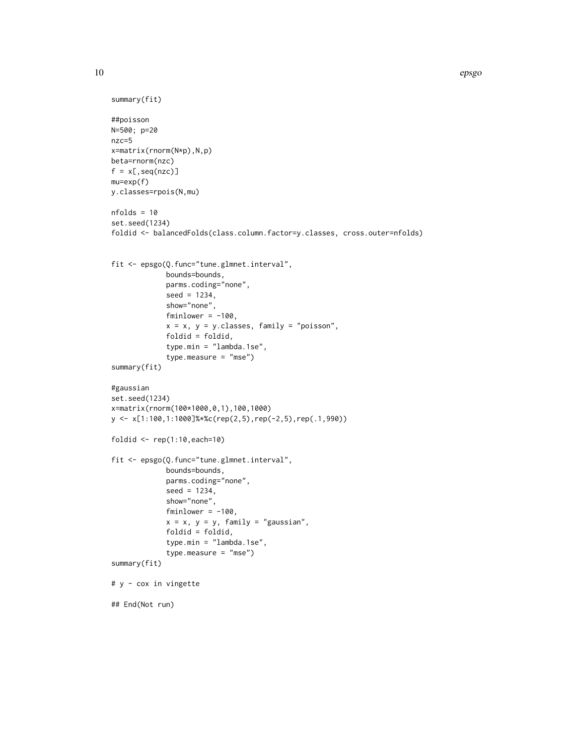```
summary(fit)

##poisson
N=500; p=20
nzc=5
x=matrix(rnorm(N*p),N,p)
beta=rnorm(nzc)
f = x[,seq(nzc)]
mu=exp(f)
y.classes=rpois(N,mu)

nfolds = 10
set.seed(1234)
foldid <- balancedFolds(class.column.factor=y.classes, cross.outer=nfolds)


fit <- epsgo(Q.func="tune.glmnet.interval",
             bounds=bounds,
             parms.coding="none",
             seed = 1234,
             show="none",
             fminlower = -100,
             x = x, y = y.classes, family = "poisson",
             foldid = foldid,
             type.min = "lambda.1se",
             type.measure = "mse")
summary(fit)

#gaussian
set.seed(1234)
x=matrix(rnorm(100*1000,0,1),100,1000)
y <- x[1:100,1:1000]%*%c(rep(2,5),rep(-2,5),rep(.1,990))

foldid <- rep(1:10,each=10)

fit <- epsgo(Q.func="tune.glmnet.interval",
             bounds=bounds,
             parms.coding="none",
             seed = 1234,
             show="none",
             fminlower = -100,
             x = x, y = y, family = "gaussian",
             foldid = foldid,
             type.min = "lambda.1se",
             type.measure = "mse")
summary(fit)

# y - cox in vingette

## End(Not run)
```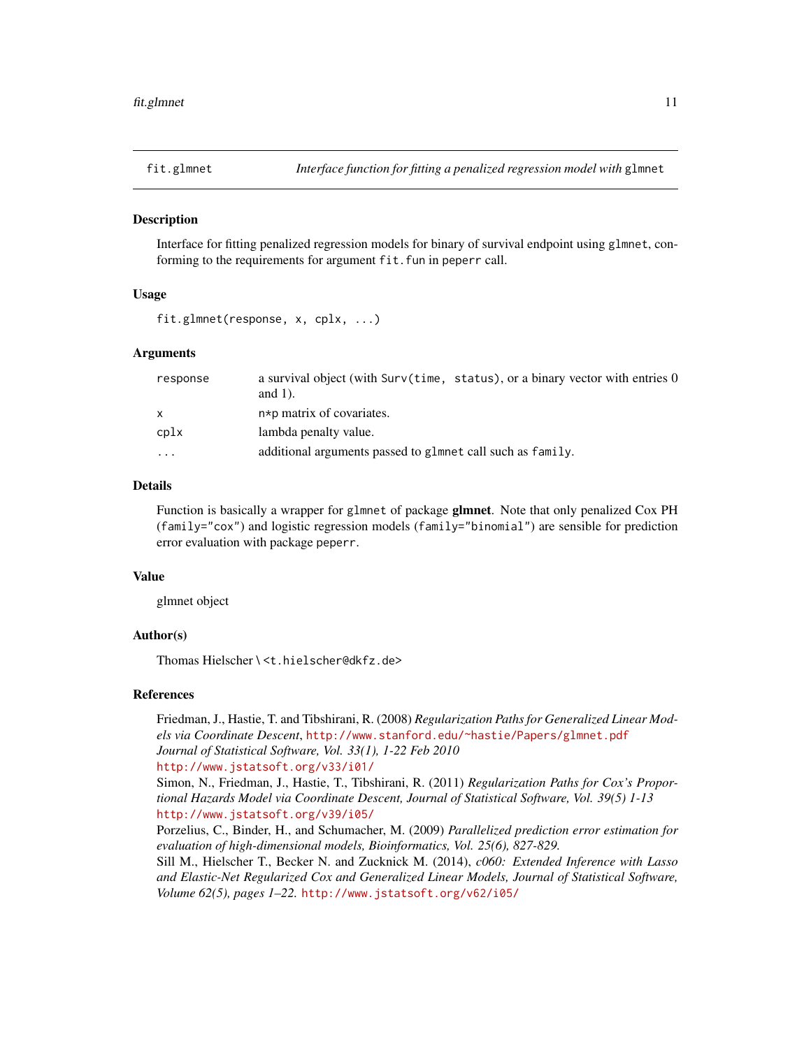fit.glmnet *Interface function for fitting a penalized regression model with* `glmnet`

## Description

Interface for fitting penalized regression models for binary of survival endpoint using `glmnet`, conforming to the requirements for argument `fit.fun` in `peperr` call.

## Usage

```
fit.glmnet(response, x, cplx, ...)
```

## Arguments

| | |
|---|---|
| `response` | a survival object (with `Surv(time, status)`, or a binary vector with entries 0 and 1). |
| `x` | n*p matrix of covariates. |
| `cplx` | lambda penalty value. |
| `...` | additional arguments passed to `glmnet` call such as `family`. |

## Details

Function is basically a wrapper for `glmnet` of package **glmnet**. Note that only penalized Cox PH (`family="cox"`) and logistic regression models (`family="binomial"`) are sensible for prediction error evaluation with package `peperr`.

## Value

glmnet object

## Author(s)

Thomas Hielscher \ <t.hielscher@dkfz.de>

## References

Friedman, J., Hastie, T. and Tibshirani, R. (2008) *Regularization Paths for Generalized Linear Models via Coordinate Descent*, http://www.stanford.edu/~hastie/Papers/glmnet.pdf
*Journal of Statistical Software, Vol. 33(1), 1-22 Feb 2010*
http://www.jstatsoft.org/v33/i01/
Simon, N., Friedman, J., Hastie, T., Tibshirani, R. (2011) *Regularization Paths for Cox's Proportional Hazards Model via Coordinate Descent, Journal of Statistical Software, Vol. 39(5) 1-13*
http://www.jstatsoft.org/v39/i05/
Porzelius, C., Binder, H., and Schumacher, M. (2009) *Parallelized prediction error estimation for evaluation of high-dimensional models, Bioinformatics, Vol. 25(6), 827-829.*
Sill M., Hielscher T., Becker N. and Zucknick M. (2014), *c060: Extended Inference with Lasso and Elastic-Net Regularized Cox and Generalized Linear Models, Journal of Statistical Software, Volume 62(5), pages 1–22.* http://www.jstatsoft.org/v62/i05/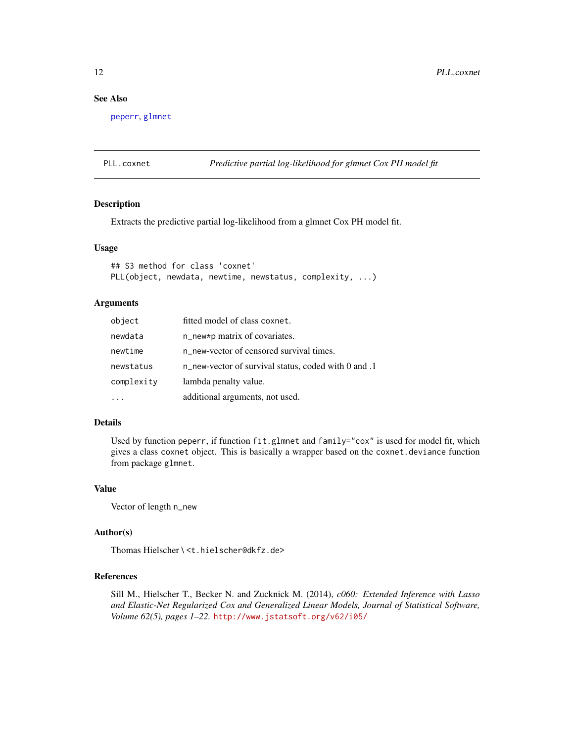### See Also

peperr, glmnet

## PLL.coxnet — *Predictive partial log-likelihood for glmnet Cox PH model fit*

### Description

Extracts the predictive partial log-likelihood from a glmnet Cox PH model fit.

### Usage

```
## S3 method for class 'coxnet'
PLL(object, newdata, newtime, newstatus, complexity, ...)
```

### Arguments

| | |
|---|---|
| object | fitted model of class coxnet. |
| newdata | n_new*p matrix of covariates. |
| newtime | n_new-vector of censored survival times. |
| newstatus | n_new-vector of survival status, coded with 0 and .1 |
| complexity | lambda penalty value. |
| ... | additional arguments, not used. |

### Details

Used by function peperr, if function fit.glmnet and family="cox" is used for model fit, which gives a class coxnet object. This is basically a wrapper based on the coxnet.deviance function from package glmnet.

### Value

Vector of length n_new

### Author(s)

Thomas Hielscher \ <t.hielscher@dkfz.de>

### References

Sill M., Hielscher T., Becker N. and Zucknick M. (2014), *c060: Extended Inference with Lasso and Elastic-Net Regularized Cox and Generalized Linear Models, Journal of Statistical Software, Volume 62(5), pages 1–22.* http://www.jstatsoft.org/v62/i05/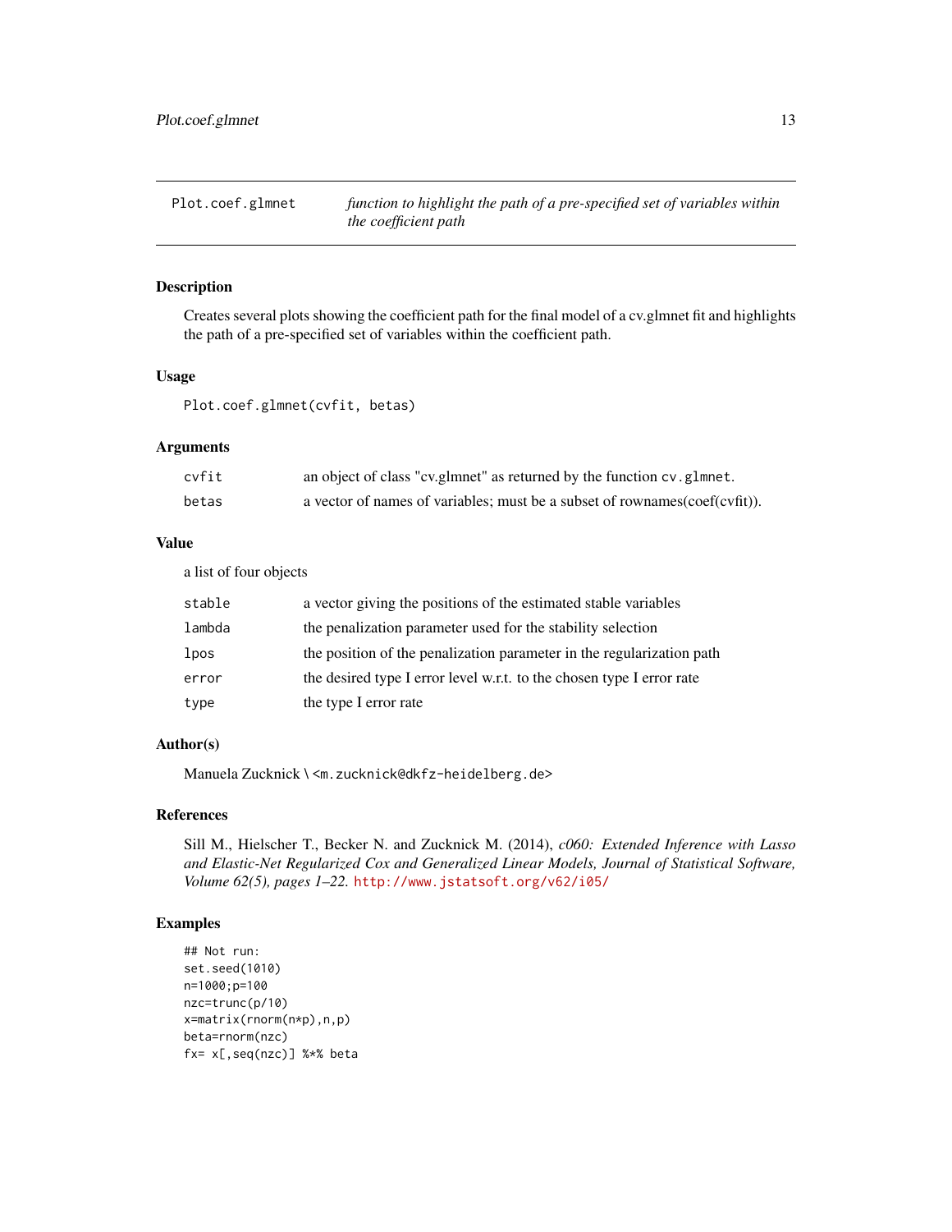| Plot.coef.glmnet | *function to highlight the path of a pre-specified set of variables within the coefficient path* |
| --- | --- |

## Description

Creates several plots showing the coefficient path for the final model of a cv.glmnet fit and highlights the path of a pre-specified set of variables within the coefficient path.

## Usage

```
Plot.coef.glmnet(cvfit, betas)
```

## Arguments

| | |
| --- | --- |
| cvfit | an object of class "cv.glmnet" as returned by the function `cv.glmnet`. |
| betas | a vector of names of variables; must be a subset of rownames(coef(cvfit)). |

## Value

a list of four objects

| | |
| --- | --- |
| stable | a vector giving the positions of the estimated stable variables |
| lambda | the penalization parameter used for the stability selection |
| lpos | the position of the penalization parameter in the regularization path |
| error | the desired type I error level w.r.t. to the chosen type I error rate |
| type | the type I error rate |

## Author(s)

Manuela Zucknick \ <m.zucknick@dkfz-heidelberg.de>

## References

Sill M., Hielscher T., Becker N. and Zucknick M. (2014), *c060: Extended Inference with Lasso and Elastic-Net Regularized Cox and Generalized Linear Models, Journal of Statistical Software, Volume 62(5), pages 1–22.* http://www.jstatsoft.org/v62/i05/

## Examples

```
## Not run:
set.seed(1010)
n=1000;p=100
nzc=trunc(p/10)
x=matrix(rnorm(n*p),n,p)
beta=rnorm(nzc)
fx= x[,seq(nzc)] %*% beta
```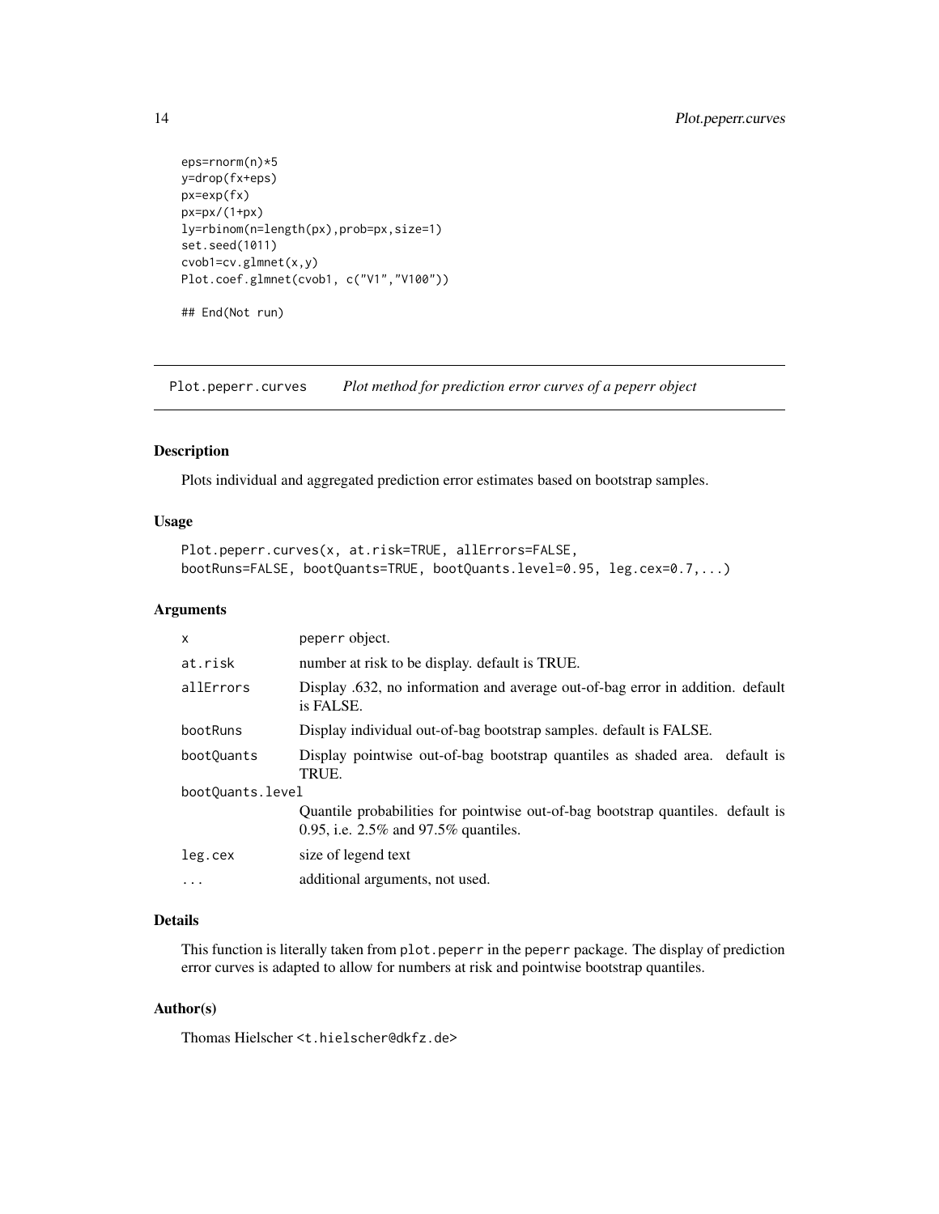```
eps=rnorm(n)*5
y=drop(fx+eps)
px=exp(fx)
px=px/(1+px)
ly=rbinom(n=length(px),prob=px,size=1)
set.seed(1011)
cvob1=cv.glmnet(x,y)
Plot.coef.glmnet(cvob1, c("V1","V100"))

## End(Not run)
```

---

## Plot.peperr.curves    *Plot method for prediction error curves of a peperr object*

### Description

Plots individual and aggregated prediction error estimates based on bootstrap samples.

### Usage

```
Plot.peperr.curves(x, at.risk=TRUE, allErrors=FALSE,
bootRuns=FALSE, bootQuants=TRUE, bootQuants.level=0.95, leg.cex=0.7,...)
```

### Arguments

| | |
|---|---|
| `x` | `peperr` object. |
| `at.risk` | number at risk to be display. default is TRUE. |
| `allErrors` | Display .632, no information and average out-of-bag error in addition. default is FALSE. |
| `bootRuns` | Display individual out-of-bag bootstrap samples. default is FALSE. |
| `bootQuants` | Display pointwise out-of-bag bootstrap quantiles as shaded area. default is TRUE. |
| `bootQuants.level` | Quantile probabilities for pointwise out-of-bag bootstrap quantiles. default is 0.95, i.e. 2.5% and 97.5% quantiles. |
| `leg.cex` | size of legend text |
| `...` | additional arguments, not used. |

### Details

This function is literally taken from `plot.peperr` in the `peperr` package. The display of prediction error curves is adapted to allow for numbers at risk and pointwise bootstrap quantiles.

### Author(s)

Thomas Hielscher <t.hielscher@dkfz.de>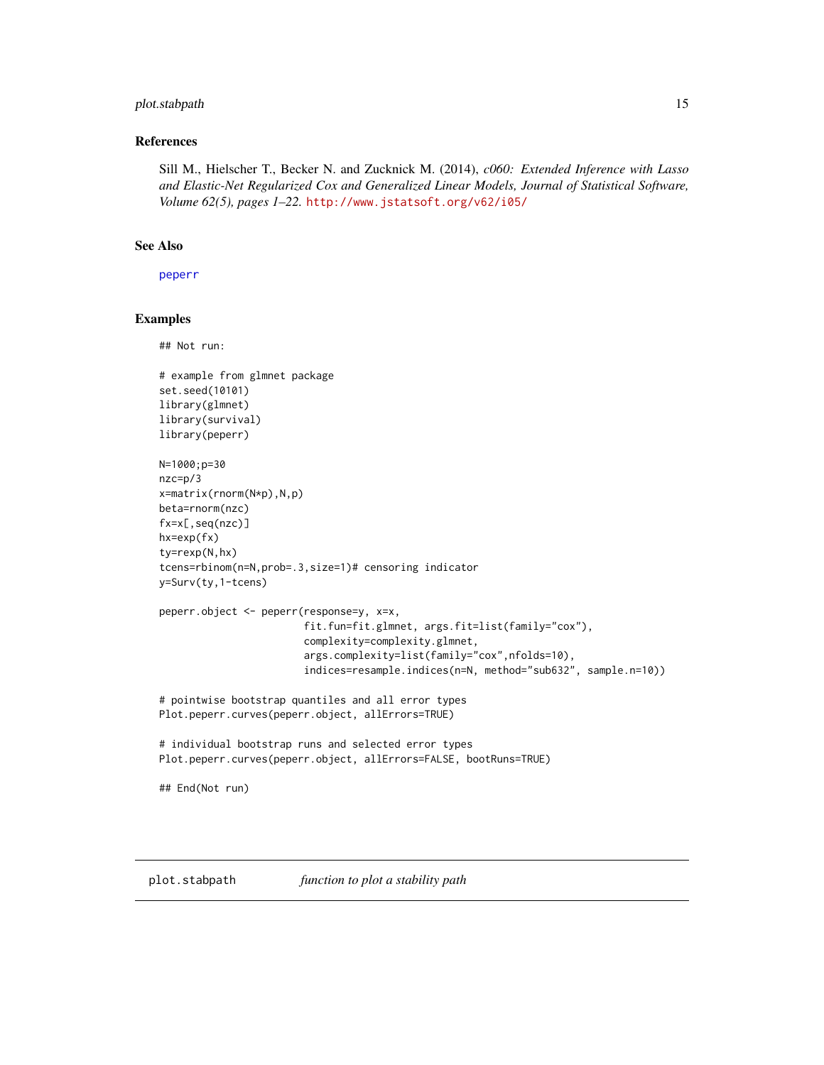### References

Sill M., Hielscher T., Becker N. and Zucknick M. (2014), *c060: Extended Inference with Lasso and Elastic-Net Regularized Cox and Generalized Linear Models, Journal of Statistical Software, Volume 62(5), pages 1–22.* http://www.jstatsoft.org/v62/i05/

### See Also

peperr

### Examples

```
## Not run:

# example from glmnet package
set.seed(10101)
library(glmnet)
library(survival)
library(peperr)

N=1000;p=30
nzc=p/3
x=matrix(rnorm(N*p),N,p)
beta=rnorm(nzc)
fx=x[,seq(nzc)]
hx=exp(fx)
ty=rexp(N,hx)
tcens=rbinom(n=N,prob=.3,size=1)# censoring indicator
y=Surv(ty,1-tcens)

peperr.object <- peperr(response=y, x=x,
                        fit.fun=fit.glmnet, args.fit=list(family="cox"),
                        complexity=complexity.glmnet,
                        args.complexity=list(family="cox",nfolds=10),
                        indices=resample.indices(n=N, method="sub632", sample.n=10))

# pointwise bootstrap quantiles and all error types
Plot.peperr.curves(peperr.object, allErrors=TRUE)

# individual bootstrap runs and selected error types
Plot.peperr.curves(peperr.object, allErrors=FALSE, bootRuns=TRUE)

## End(Not run)
```

---

## plot.stabpath    *function to plot a stability path*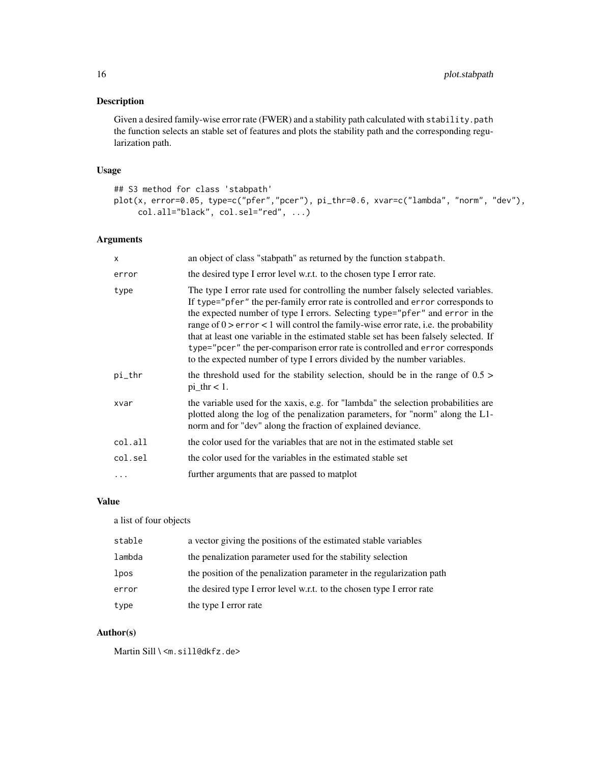## Description

Given a desired family-wise error rate (FWER) and a stability path calculated with `stability.path` the function selects an stable set of features and plots the stability path and the corresponding regularization path.

## Usage

```
## S3 method for class 'stabpath'
plot(x, error=0.05, type=c("pfer","pcer"), pi_thr=0.6, xvar=c("lambda", "norm", "dev"),
     col.all="black", col.sel="red", ...)
```

## Arguments

| | |
|---|---|
| `x` | an object of class "stabpath" as returned by the function `stabpath`. |
| `error` | the desired type I error level w.r.t. to the chosen type I error rate. |
| `type` | The type I error rate used for controlling the number falsely selected variables. If `type="pfer"` the per-family error rate is controlled and `error` corresponds to the expected number of type I errors. Selecting `type="pfer"` and `error` in the range of 0 > `error` < 1 will control the family-wise error rate, i.e. the probability that at least one variable in the estimated stable set has been falsely selected. If `type="pcer"` the per-comparison error rate is controlled and `error` corresponds to the expected number of type I errors divided by the number variables. |
| `pi_thr` | the threshold used for the stability selection, should be in the range of 0.5 > pi_thr < 1. |
| `xvar` | the variable used for the xaxis, e.g. for "lambda" the selection probabilities are plotted along the log of the penalization parameters, for "norm" along the L1-norm and for "dev" along the fraction of explained deviance. |
| `col.all` | the color used for the variables that are not in the estimated stable set |
| `col.sel` | the color used for the variables in the estimated stable set |
| `...` | further arguments that are passed to matplot |

## Value

a list of four objects

| | |
|---|---|
| `stable` | a vector giving the positions of the estimated stable variables |
| `lambda` | the penalization parameter used for the stability selection |
| `lpos` | the position of the penalization parameter in the regularization path |
| `error` | the desired type I error level w.r.t. to the chosen type I error rate |
| `type` | the type I error rate |

## Author(s)

Martin Sill \ <m.sill@dkfz.de>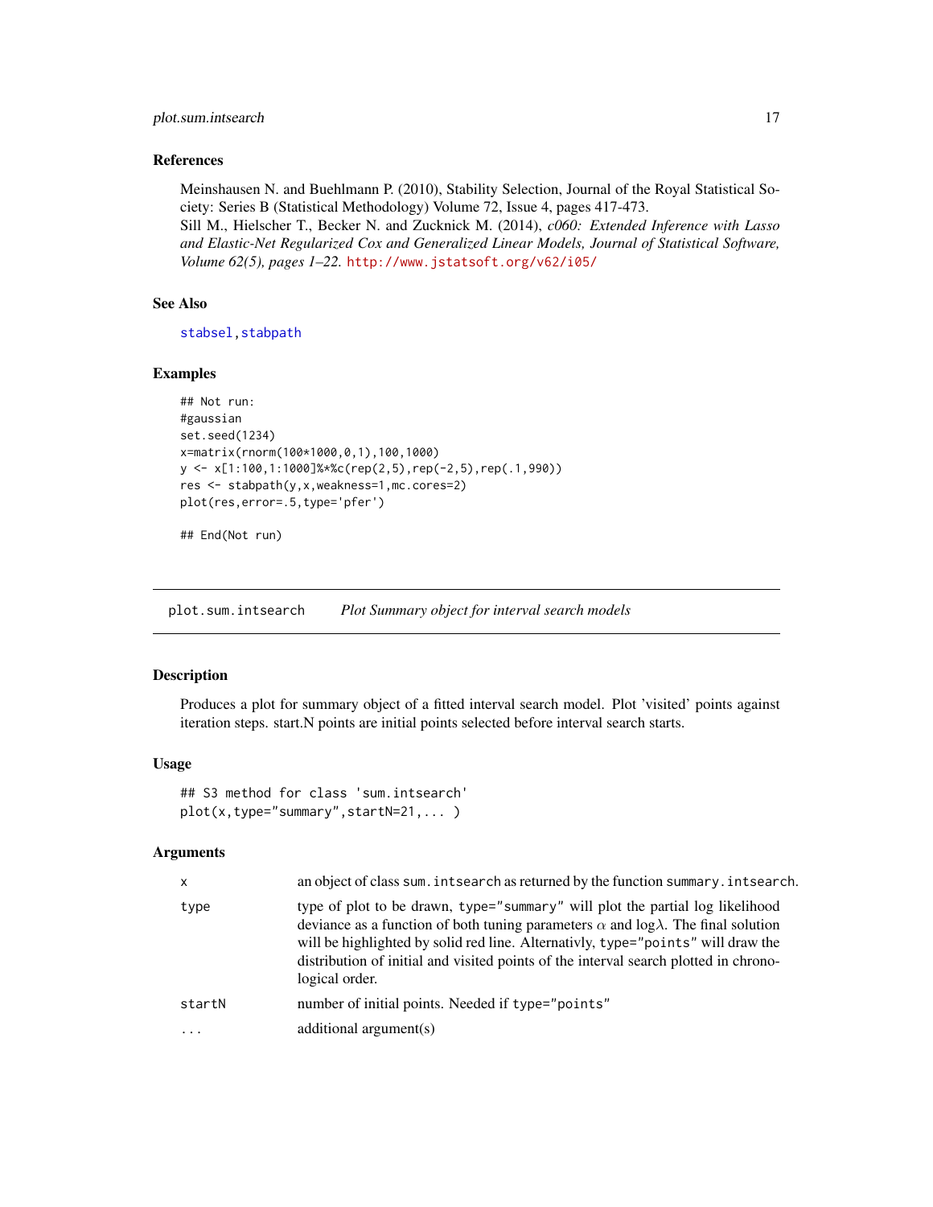## References

Meinshausen N. and Buehlmann P. (2010), Stability Selection, Journal of the Royal Statistical Society: Series B (Statistical Methodology) Volume 72, Issue 4, pages 417-473.
Sill M., Hielscher T., Becker N. and Zucknick M. (2014), *c060: Extended Inference with Lasso and Elastic-Net Regularized Cox and Generalized Linear Models, Journal of Statistical Software, Volume 62(5), pages 1–22.* http://www.jstatsoft.org/v62/i05/

## See Also

stabsel,stabpath

## Examples

```
## Not run:
#gaussian
set.seed(1234)
x=matrix(rnorm(100*1000,0,1),100,1000)
y <- x[1:100,1:1000]%*%c(rep(2,5),rep(-2,5),rep(.1,990))
res <- stabpath(y,x,weakness=1,mc.cores=2)
plot(res,error=.5,type='pfer')

## End(Not run)
```

---

# plot.sum.intsearch — *Plot Summary object for interval search models*

## Description

Produces a plot for summary object of a fitted interval search model. Plot 'visited' points against iteration steps. start.N points are initial points selected before interval search starts.

## Usage

```
## S3 method for class 'sum.intsearch'
plot(x,type="summary",startN=21,... )
```

## Arguments

| | |
|---|---|
| x | an object of class `sum.intsearch` as returned by the function `summary.intsearch`. |
| type | type of plot to be drawn, `type="summary"` will plot the partial log likelihood deviance as a function of both tuning parameters $\alpha$ and $\log\lambda$. The final solution will be highlighted by solid red line. Alternativly, `type="points"` will draw the distribution of initial and visited points of the interval search plotted in chronological order. |
| startN | number of initial points. Needed if `type="points"` |
| ... | additional argument(s) |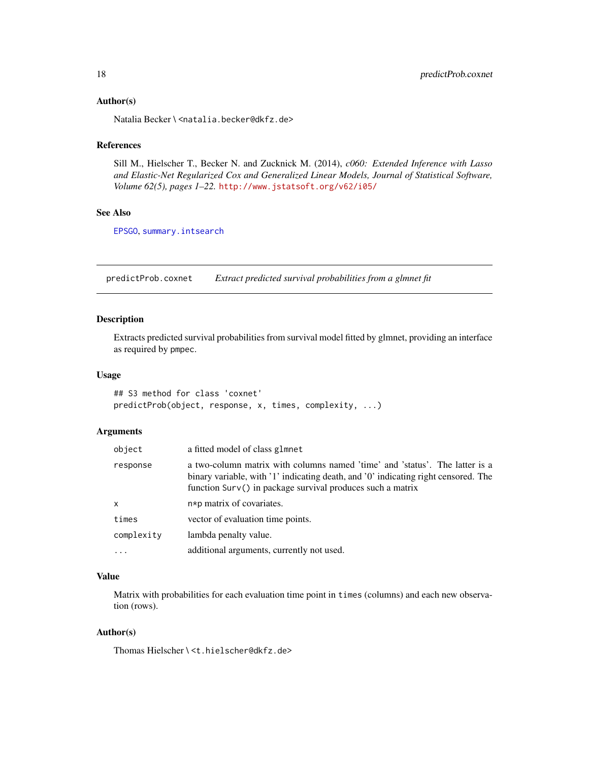### Author(s)

Natalia Becker \ <natalia.becker@dkfz.de>

### References

Sill M., Hielscher T., Becker N. and Zucknick M. (2014), *c060: Extended Inference with Lasso and Elastic-Net Regularized Cox and Generalized Linear Models, Journal of Statistical Software, Volume 62(5), pages 1–22.* http://www.jstatsoft.org/v62/i05/

### See Also

EPSGO, summary.intsearch

---

## predictProb.coxnet — *Extract predicted survival probabilities from a glmnet fit*

### Description

Extracts predicted survival probabilities from survival model fitted by glmnet, providing an interface as required by pmpec.

### Usage

```
## S3 method for class 'coxnet'
predictProb(object, response, x, times, complexity, ...)
```

### Arguments

| | |
|---|---|
| object | a fitted model of class glmnet |
| response | a two-column matrix with columns named 'time' and 'status'. The latter is a binary variable, with '1' indicating death, and '0' indicating right censored. The function Surv() in package survival produces such a matrix |
| x | n*p matrix of covariates. |
| times | vector of evaluation time points. |
| complexity | lambda penalty value. |
| ... | additional arguments, currently not used. |

### Value

Matrix with probabilities for each evaluation time point in times (columns) and each new observation (rows).

### Author(s)

Thomas Hielscher \ <t.hielscher@dkfz.de>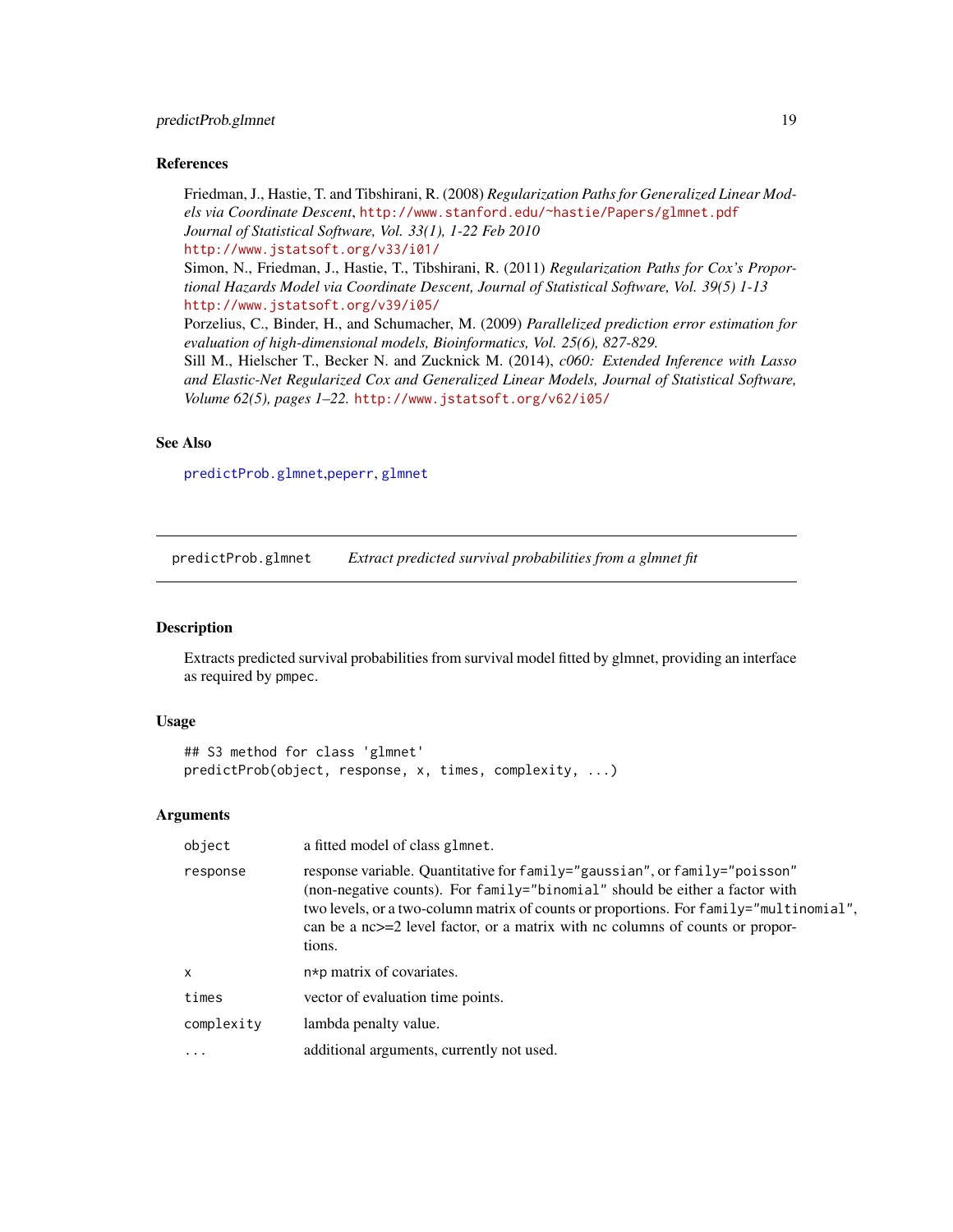### References

Friedman, J., Hastie, T. and Tibshirani, R. (2008) *Regularization Paths for Generalized Linear Models via Coordinate Descent*, http://www.stanford.edu/~hastie/Papers/glmnet.pdf
*Journal of Statistical Software, Vol. 33(1), 1-22 Feb 2010*
http://www.jstatsoft.org/v33/i01/

Simon, N., Friedman, J., Hastie, T., Tibshirani, R. (2011) *Regularization Paths for Cox's Proportional Hazards Model via Coordinate Descent, Journal of Statistical Software, Vol. 39(5) 1-13* http://www.jstatsoft.org/v39/i05/

Porzelius, C., Binder, H., and Schumacher, M. (2009) *Parallelized prediction error estimation for evaluation of high-dimensional models, Bioinformatics, Vol. 25(6), 827-829.*

Sill M., Hielscher T., Becker N. and Zucknick M. (2014), *c060: Extended Inference with Lasso and Elastic-Net Regularized Cox and Generalized Linear Models, Journal of Statistical Software, Volume 62(5), pages 1–22.* http://www.jstatsoft.org/v62/i05/

### See Also

predictProb.glmnet,peperr, glmnet

---

## predictProb.glmnet — *Extract predicted survival probabilities from a glmnet fit*

### Description

Extracts predicted survival probabilities from survival model fitted by glmnet, providing an interface as required by pmpec.

### Usage

```
## S3 method for class 'glmnet'
predictProb(object, response, x, times, complexity, ...)
```

### Arguments

| | |
|---|---|
| object | a fitted model of class glmnet. |
| response | response variable. Quantitative for family="gaussian", or family="poisson" (non-negative counts). For family="binomial" should be either a factor with two levels, or a two-column matrix of counts or proportions. For family="multinomial", can be a nc>=2 level factor, or a matrix with nc columns of counts or proportions. |
| x | n*p matrix of covariates. |
| times | vector of evaluation time points. |
| complexity | lambda penalty value. |
| ... | additional arguments, currently not used. |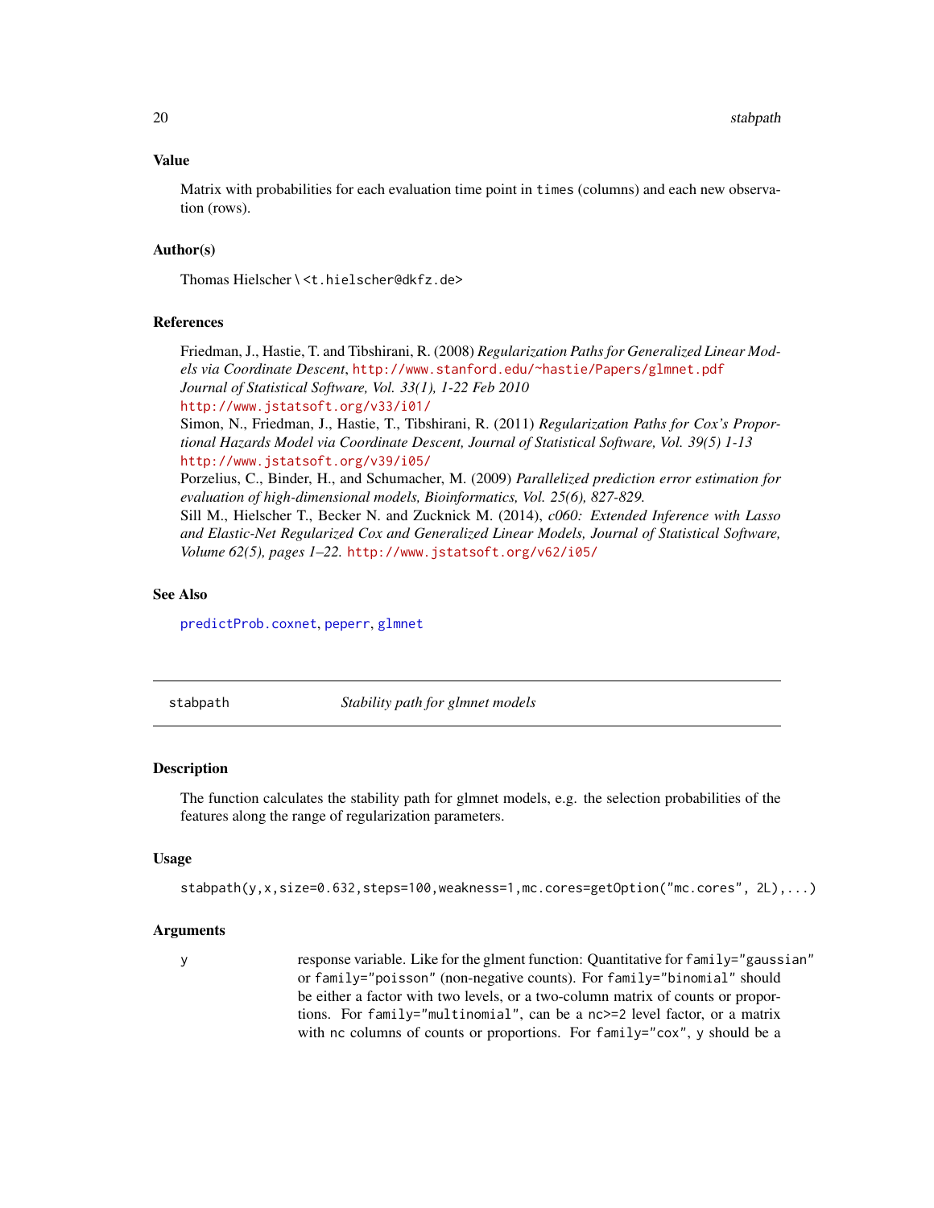### Value

Matrix with probabilities for each evaluation time point in `times` (columns) and each new observation (rows).

### Author(s)

Thomas Hielscher \ <t.hielscher@dkfz.de>

### References

Friedman, J., Hastie, T. and Tibshirani, R. (2008) *Regularization Paths for Generalized Linear Models via Coordinate Descent*, http://www.stanford.edu/~hastie/Papers/glmnet.pdf *Journal of Statistical Software, Vol. 33(1), 1-22 Feb 2010*
http://www.jstatsoft.org/v33/i01/
Simon, N., Friedman, J., Hastie, T., Tibshirani, R. (2011) *Regularization Paths for Cox's Proportional Hazards Model via Coordinate Descent, Journal of Statistical Software, Vol. 39(5) 1-13*
http://www.jstatsoft.org/v39/i05/
Porzelius, C., Binder, H., and Schumacher, M. (2009) *Parallelized prediction error estimation for evaluation of high-dimensional models, Bioinformatics, Vol. 25(6), 827-829.*
Sill M., Hielscher T., Becker N. and Zucknick M. (2014), *c060: Extended Inference with Lasso and Elastic-Net Regularized Cox and Generalized Linear Models, Journal of Statistical Software, Volume 62(5), pages 1–22.* http://www.jstatsoft.org/v62/i05/

### See Also

predictProb.coxnet, peperr, glmnet

---

## stabpath — *Stability path for glmnet models*

### Description

The function calculates the stability path for glmnet models, e.g. the selection probabilities of the features along the range of regularization parameters.

### Usage

```
stabpath(y,x,size=0.632,steps=100,weakness=1,mc.cores=getOption("mc.cores", 2L),...)
```

### Arguments

| | |
|---|---|
| y | response variable. Like for the glment function: Quantitative for `family="gaussian"` or `family="poisson"` (non-negative counts). For `family="binomial"` should be either a factor with two levels, or a two-column matrix of counts or proportions. For `family="multinomial"`, can be a `nc>=2` level factor, or a matrix with `nc` columns of counts or proportions. For `family="cox"`, `y` should be a |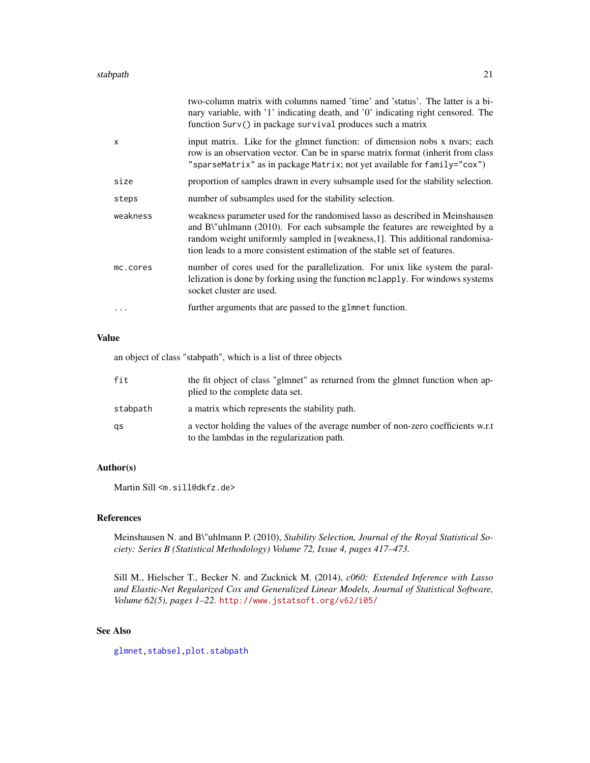| | |
|---|---|
| | two-column matrix with columns named 'time' and 'status'. The latter is a binary variable, with '1' indicating death, and '0' indicating right censored. The function `Surv()` in package `survival` produces such a matrix |
| `x` | input matrix. Like for the glmnet function: of dimension nobs x nvars; each row is an observation vector. Can be in sparse matrix format (inherit from class `"sparseMatrix"` as in package `Matrix`; not yet available for `family="cox"`) |
| `size` | proportion of samples drawn in every subsample used for the stability selection. |
| `steps` | number of subsamples used for the stability selection. |
| `weakness` | weakness parameter used for the randomised lasso as described in Meinshausen and B\"uhlmann (2010). For each subsample the features are reweighted by a random weight uniformly sampled in [weakness,1]. This additional randomisation leads to a more consistent estimation of the stable set of features. |
| `mc.cores` | number of cores used for the parallelization. For unix like system the parallelization is done by forking using the function `mclapply`. For windows systems socket cluster are used. |
| `...` | further arguments that are passed to the `glmnet` function. |

## Value

an object of class "stabpath", which is a list of three objects

| | |
|---|---|
| `fit` | the fit object of class "glmnet" as returned from the glmnet function when applied to the complete data set. |
| `stabpath` | a matrix which represents the stability path. |
| `qs` | a vector holding the values of the average number of non-zero coefficients w.r.t to the lambdas in the regularization path. |

## Author(s)

Martin Sill `<m.sill@dkfz.de>`

## References

Meinshausen N. and B\"uhlmann P. (2010), *Stability Selection, Journal of the Royal Statistical Society: Series B (Statistical Methodology) Volume 72, Issue 4, pages 417–473.*

Sill M., Hielscher T., Becker N. and Zucknick M. (2014), *c060: Extended Inference with Lasso and Elastic-Net Regularized Cox and Generalized Linear Models, Journal of Statistical Software, Volume 62(5), pages 1–22.* http://www.jstatsoft.org/v62/i05/

## See Also

`glmnet`, `stabsel`, `plot.stabpath`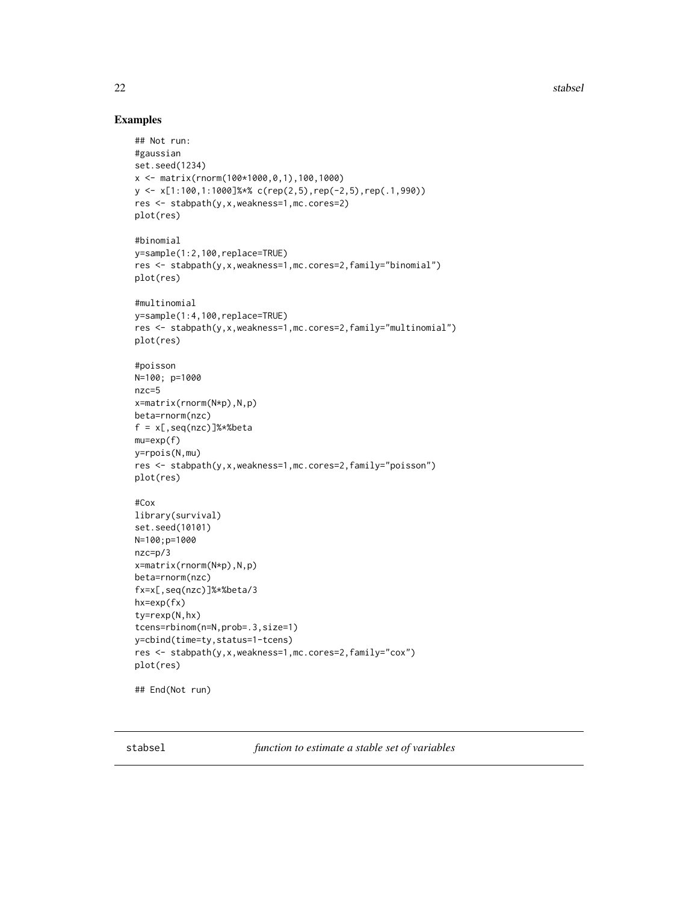## Examples

```
## Not run:
#gaussian
set.seed(1234)
x <- matrix(rnorm(100*1000,0,1),100,1000)
y <- x[1:100,1:1000]%*% c(rep(2,5),rep(-2,5),rep(.1,990))
res <- stabpath(y,x,weakness=1,mc.cores=2)
plot(res)

#binomial
y=sample(1:2,100,replace=TRUE)
res <- stabpath(y,x,weakness=1,mc.cores=2,family="binomial")
plot(res)

#multinomial
y=sample(1:4,100,replace=TRUE)
res <- stabpath(y,x,weakness=1,mc.cores=2,family="multinomial")
plot(res)

#poisson
N=100; p=1000
nzc=5
x=matrix(rnorm(N*p),N,p)
beta=rnorm(nzc)
f = x[,seq(nzc)]%*%beta
mu=exp(f)
y=rpois(N,mu)
res <- stabpath(y,x,weakness=1,mc.cores=2,family="poisson")
plot(res)

#Cox
library(survival)
set.seed(10101)
N=100;p=1000
nzc=p/3
x=matrix(rnorm(N*p),N,p)
beta=rnorm(nzc)
fx=x[,seq(nzc)]%*%beta/3
hx=exp(fx)
ty=rexp(N,hx)
tcens=rbinom(n=N,prob=.3,size=1)
y=cbind(time=ty,status=1-tcens)
res <- stabpath(y,x,weakness=1,mc.cores=2,family="cox")
plot(res)

## End(Not run)
```

---

stabsel *function to estimate a stable set of variables*

---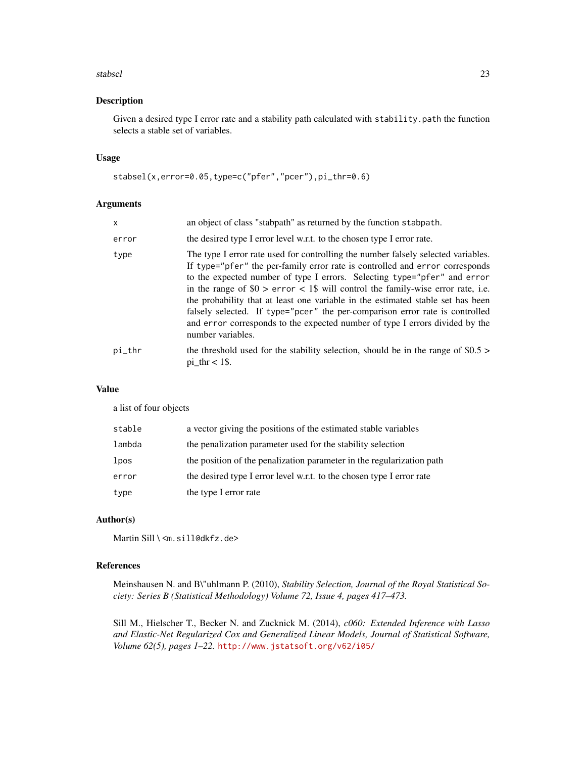## Description

Given a desired type I error rate and a stability path calculated with `stability.path` the function selects a stable set of variables.

## Usage

```
stabsel(x,error=0.05,type=c("pfer","pcer"),pi_thr=0.6)
```

## Arguments

| | |
|---|---|
| `x` | an object of class "stabpath" as returned by the function `stabpath`. |
| `error` | the desired type I error level w.r.t. to the chosen type I error rate. |
| `type` | The type I error rate used for controlling the number falsely selected variables. If `type="pfer"` the per-family error rate is controlled and `error` corresponds to the expected number of type I errors. Selecting `type="pfer"` and `error` in the range of $0 > `error` < 1$ will control the family-wise error rate, i.e. the probability that at least one variable in the estimated stable set has been falsely selected. If `type="pcer"` the per-comparison error rate is controlled and `error` corresponds to the expected number of type I errors divided by the number variables. |
| `pi_thr` | the threshold used for the stability selection, should be in the range of $0.5 > pi_thr < 1$. |

## Value

a list of four objects

| | |
|---|---|
| `stable` | a vector giving the positions of the estimated stable variables |
| `lambda` | the penalization parameter used for the stability selection |
| `lpos` | the position of the penalization parameter in the regularization path |
| `error` | the desired type I error level w.r.t. to the chosen type I error rate |
| `type` | the type I error rate |

## Author(s)

Martin Sill \ <m.sill@dkfz.de>

## References

Meinshausen N. and B\"uhlmann P. (2010), *Stability Selection, Journal of the Royal Statistical Society: Series B (Statistical Methodology) Volume 72, Issue 4, pages 417–473.*

Sill M., Hielscher T., Becker N. and Zucknick M. (2014), *c060: Extended Inference with Lasso and Elastic-Net Regularized Cox and Generalized Linear Models, Journal of Statistical Software, Volume 62(5), pages 1–22.* http://www.jstatsoft.org/v62/i05/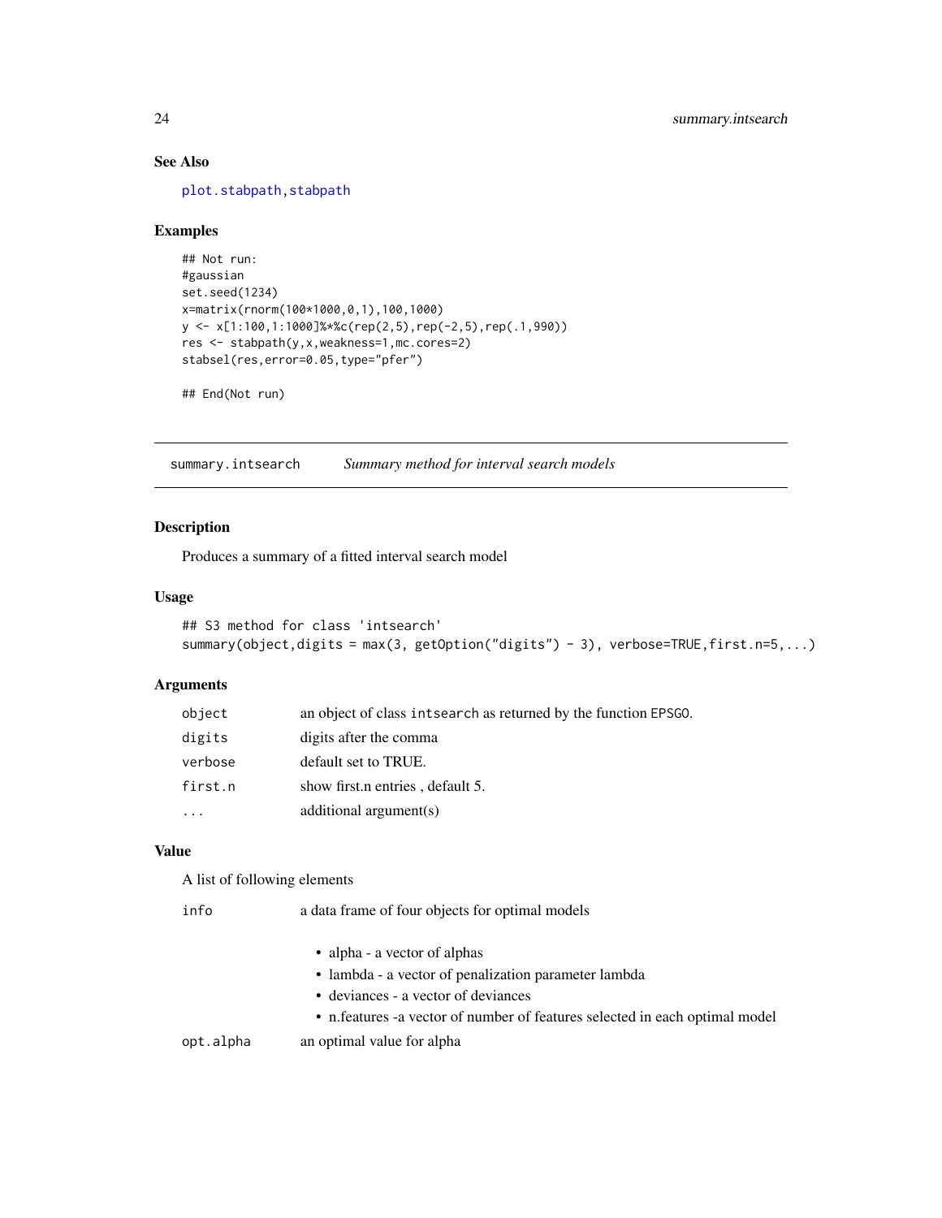### See Also

plot.stabpath, stabpath

### Examples

```
## Not run:
#gaussian
set.seed(1234)
x=matrix(rnorm(100*1000,0,1),100,1000)
y <- x[1:100,1:1000]%*%c(rep(2,5),rep(-2,5),rep(.1,990))
res <- stabpath(y,x,weakness=1,mc.cores=2)
stabsel(res,error=0.05,type="pfer")

## End(Not run)
```

---

## summary.intsearch — *Summary method for interval search models*

### Description

Produces a summary of a fitted interval search model

### Usage

```
## S3 method for class 'intsearch'
summary(object,digits = max(3, getOption("digits") - 3), verbose=TRUE,first.n=5,...)
```

### Arguments

| | |
|---|---|
| object | an object of class intsearch as returned by the function EPSGO. |
| digits | digits after the comma |
| verbose | default set to TRUE. |
| first.n | show first.n entries , default 5. |
| ... | additional argument(s) |

### Value

A list of following elements

info — a data frame of four objects for optimal models

- alpha - a vector of alphas
- lambda - a vector of penalization parameter lambda
- deviances - a vector of deviances
- n.features -a vector of number of features selected in each optimal model

opt.alpha — an optimal value for alpha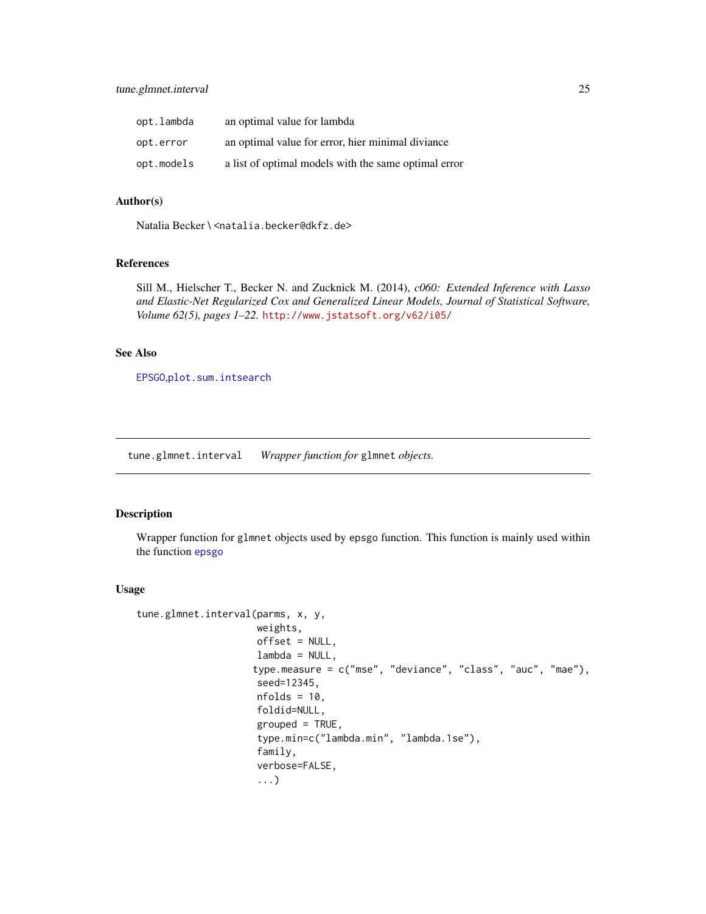| | |
|---|---|
| opt.lambda | an optimal value for lambda |
| opt.error | an optimal value for error, hier minimal diviance |
| opt.models | a list of optimal models with the same optimal error |

### Author(s)

Natalia Becker \ <natalia.becker@dkfz.de>

### References

Sill M., Hielscher T., Becker N. and Zucknick M. (2014), *c060: Extended Inference with Lasso and Elastic-Net Regularized Cox and Generalized Linear Models, Journal of Statistical Software, Volume 62(5), pages 1–22.* http://www.jstatsoft.org/v62/i05/

### See Also

EPSGO,plot.sum.intsearch

---

## tune.glmnet.interval    *Wrapper function for* glmnet *objects.*

---

### Description

Wrapper function for glmnet objects used by epsgo function. This function is mainly used within the function epsgo

### Usage

```
tune.glmnet.interval(parms, x, y,
                      weights,
                      offset = NULL,
                      lambda = NULL,
                     type.measure = c("mse", "deviance", "class", "auc", "mae"),
                      seed=12345,
                      nfolds = 10,
                      foldid=NULL,
                      grouped = TRUE,
                      type.min=c("lambda.min", "lambda.1se"),
                      family,
                      verbose=FALSE,
                      ...)
```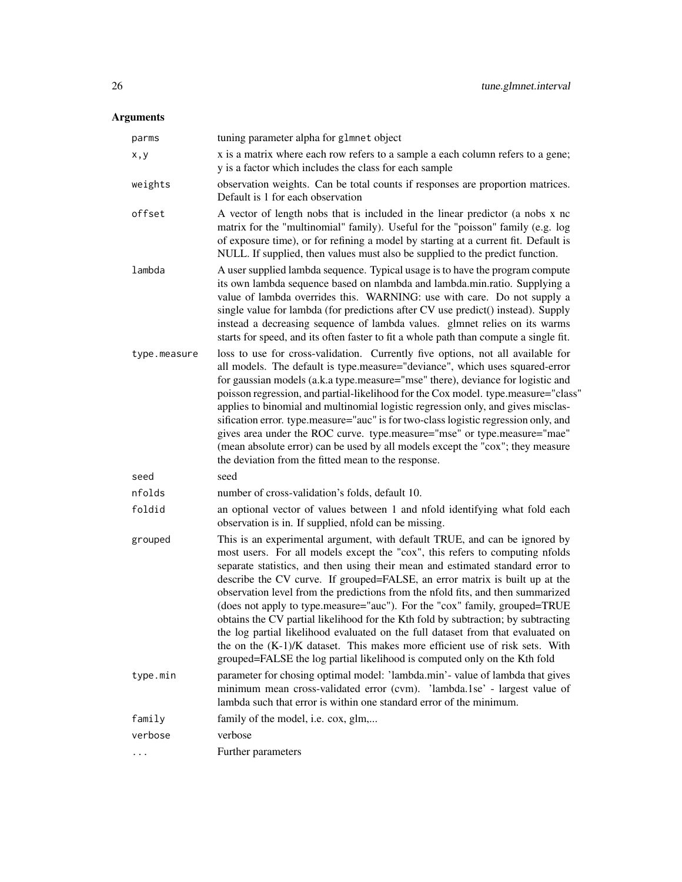## Arguments

| | |
|---|---|
| `parms` | tuning parameter alpha for `glmnet` object |
| `x,y` | x is a matrix where each row refers to a sample a each column refers to a gene; y is a factor which includes the class for each sample |
| `weights` | observation weights. Can be total counts if responses are proportion matrices. Default is 1 for each observation |
| `offset` | A vector of length nobs that is included in the linear predictor (a nobs x nc matrix for the "multinomial" family). Useful for the "poisson" family (e.g. log of exposure time), or for refining a model by starting at a current fit. Default is NULL. If supplied, then values must also be supplied to the predict function. |
| `lambda` | A user supplied lambda sequence. Typical usage is to have the program compute its own lambda sequence based on nlambda and lambda.min.ratio. Supplying a value of lambda overrides this. WARNING: use with care. Do not supply a single value for lambda (for predictions after CV use predict() instead). Supply instead a decreasing sequence of lambda values. glmnet relies on its warms starts for speed, and its often faster to fit a whole path than compute a single fit. |
| `type.measure` | loss to use for cross-validation. Currently five options, not all available for all models. The default is type.measure="deviance", which uses squared-error for gaussian models (a.k.a type.measure="mse" there), deviance for logistic and poisson regression, and partial-likelihood for the Cox model. type.measure="class" applies to binomial and multinomial logistic regression only, and gives misclassification error. type.measure="auc" is for two-class logistic regression only, and gives area under the ROC curve. type.measure="mse" or type.measure="mae" (mean absolute error) can be used by all models except the "cox"; they measure the deviation from the fitted mean to the response. |
| `seed` | seed |
| `nfolds` | number of cross-validation's folds, default 10. |
| `foldid` | an optional vector of values between 1 and nfold identifying what fold each observation is in. If supplied, nfold can be missing. |
| `grouped` | This is an experimental argument, with default TRUE, and can be ignored by most users. For all models except the "cox", this refers to computing nfolds separate statistics, and then using their mean and estimated standard error to describe the CV curve. If grouped=FALSE, an error matrix is built up at the observation level from the predictions from the nfold fits, and then summarized (does not apply to type.measure="auc"). For the "cox" family, grouped=TRUE obtains the CV partial likelihood for the Kth fold by subtraction; by subtracting the log partial likelihood evaluated on the full dataset from that evaluated on the on the (K-1)/K dataset. This makes more efficient use of risk sets. With grouped=FALSE the log partial likelihood is computed only on the Kth fold |
| `type.min` | parameter for chosing optimal model: 'lambda.min'- value of lambda that gives minimum mean cross-validated error (cvm). 'lambda.1se' - largest value of lambda such that error is within one standard error of the minimum. |
| `family` | family of the model, i.e. cox, glm,... |
| `verbose` | verbose |
| `...` | Further parameters |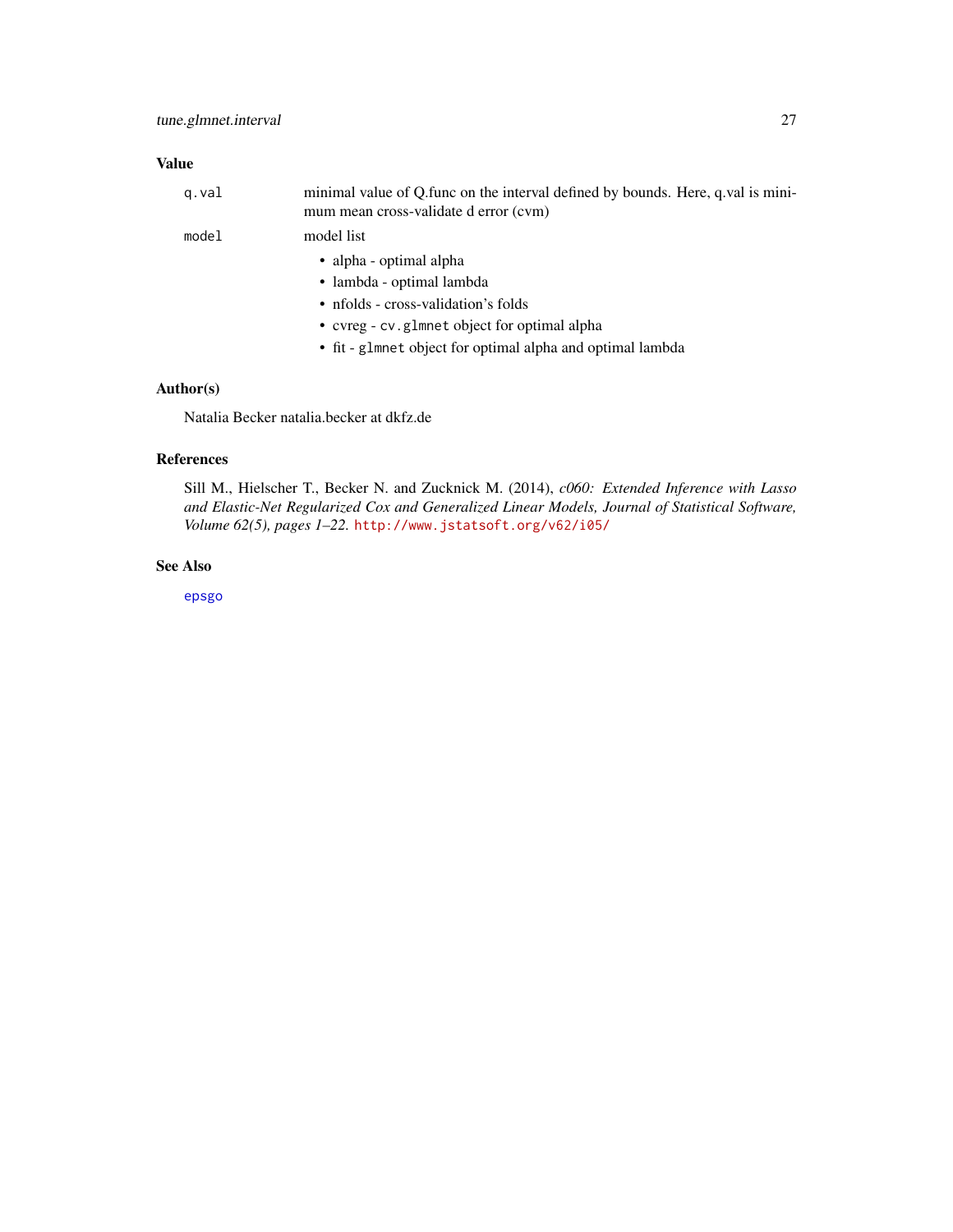### Value

| | |
|---|---|
| `q.val` | minimal value of Q.func on the interval defined by bounds. Here, q.val is minimum mean cross-validate d error (cvm) |
| `model` | model list |

- alpha - optimal alpha
- lambda - optimal lambda
- nfolds - cross-validation's folds
- cvreg - `cv.glmnet` object for optimal alpha
- fit - `glmnet` object for optimal alpha and optimal lambda

### Author(s)

Natalia Becker natalia.becker at dkfz.de

### References

Sill M., Hielscher T., Becker N. and Zucknick M. (2014), *c060: Extended Inference with Lasso and Elastic-Net Regularized Cox and Generalized Linear Models, Journal of Statistical Software, Volume 62(5), pages 1–22.* http://www.jstatsoft.org/v62/i05/

### See Also

`epsgo`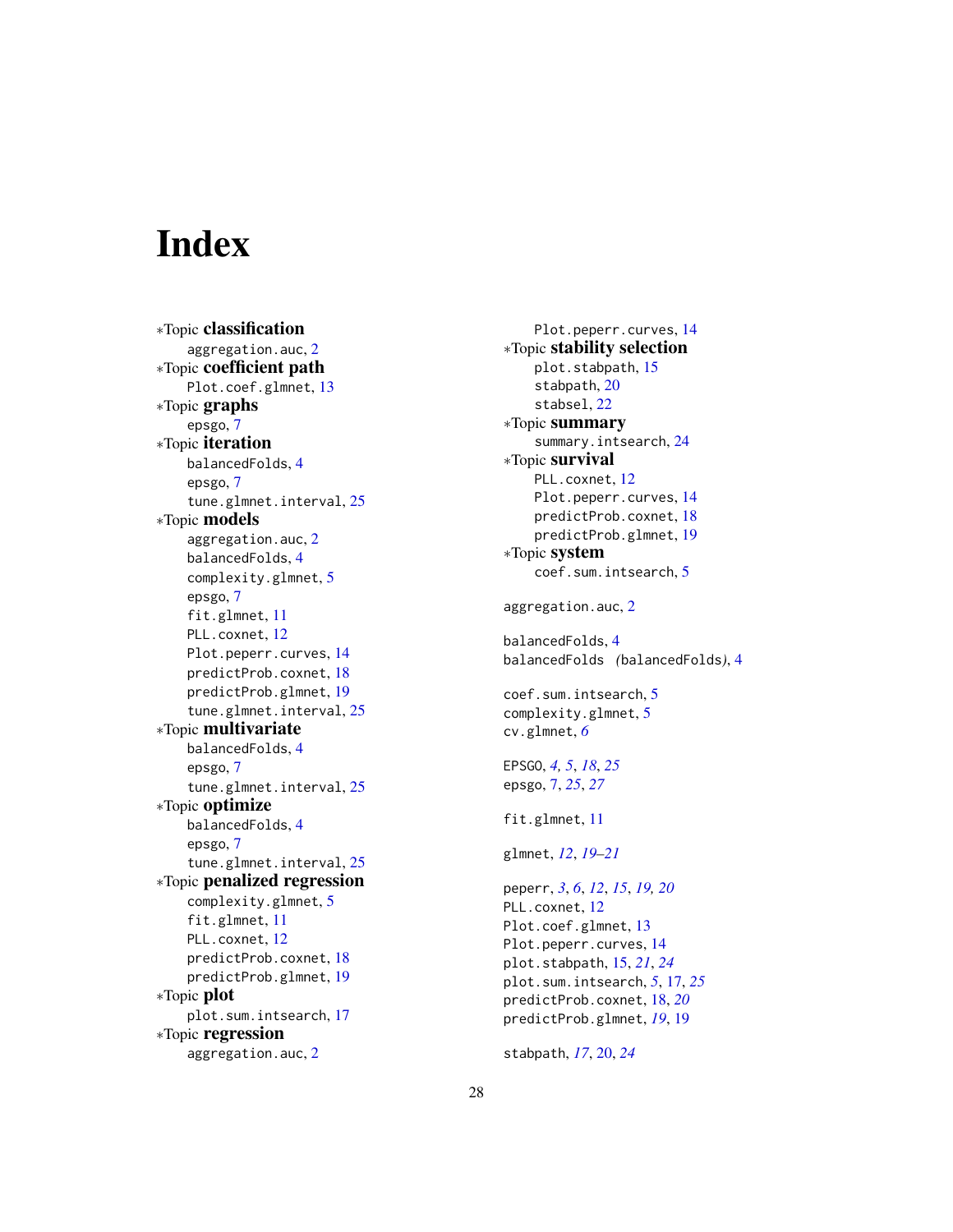# Index

*Topic **classification**
  aggregation.auc, 2
*Topic **coefficient path**
  Plot.coef.glmnet, 13
*Topic **graphs**
  epsgo, 7
*Topic **iteration**
  balancedFolds, 4
  epsgo, 7
  tune.glmnet.interval, 25
*Topic **models**
  aggregation.auc, 2
  balancedFolds, 4
  complexity.glmnet, 5
  epsgo, 7
  fit.glmnet, 11
  PLL.coxnet, 12
  Plot.peperr.curves, 14
  predictProb.coxnet, 18
  predictProb.glmnet, 19
  tune.glmnet.interval, 25
*Topic **multivariate**
  balancedFolds, 4
  epsgo, 7
  tune.glmnet.interval, 25
*Topic **optimize**
  balancedFolds, 4
  epsgo, 7
  tune.glmnet.interval, 25
*Topic **penalized regression**
  complexity.glmnet, 5
  fit.glmnet, 11
  PLL.coxnet, 12
  predictProb.coxnet, 18
  predictProb.glmnet, 19
*Topic **plot**
  plot.sum.intsearch, 17
*Topic **regression**
  aggregation.auc, 2
  Plot.peperr.curves, 14
*Topic **stability selection**
  plot.stabpath, 15
  stabpath, 20
  stabsel, 22
*Topic **summary**
  summary.intsearch, 24
*Topic **survival**
  PLL.coxnet, 12
  Plot.peperr.curves, 14
  predictProb.coxnet, 18
  predictProb.glmnet, 19
*Topic **system**
  coef.sum.intsearch, 5

aggregation.auc, 2

balancedFolds, 4
balancedFolds (balancedFolds), 4

coef.sum.intsearch, 5
complexity.glmnet, 5
cv.glmnet, *6*

EPSGO, *4, 5*, *18*, *25*
epsgo, 7, *25*, *27*

fit.glmnet, 11

glmnet, *12*, *19–21*

peperr, *3*, *6*, *12*, *15*, *19, 20*
PLL.coxnet, 12
Plot.coef.glmnet, 13
Plot.peperr.curves, 14
plot.stabpath, 15, *21*, *24*
plot.sum.intsearch, *5*, 17, *25*
predictProb.coxnet, 18, *20*
predictProb.glmnet, *19*, 19

stabpath, *17*, 20, *24*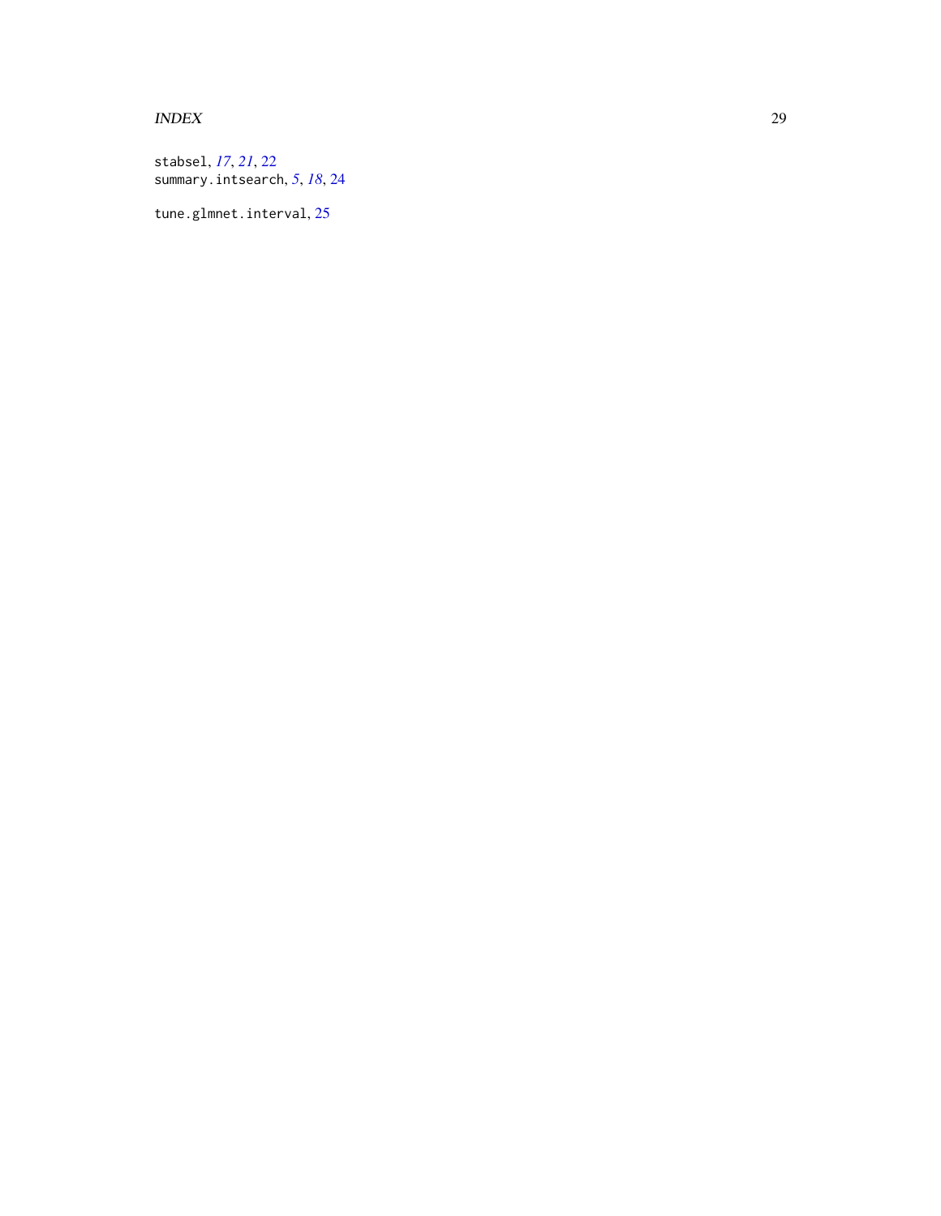stabsel, *17*, *21*, 22
summary.intsearch, *5*, *18*, 24

tune.glmnet.interval, 25